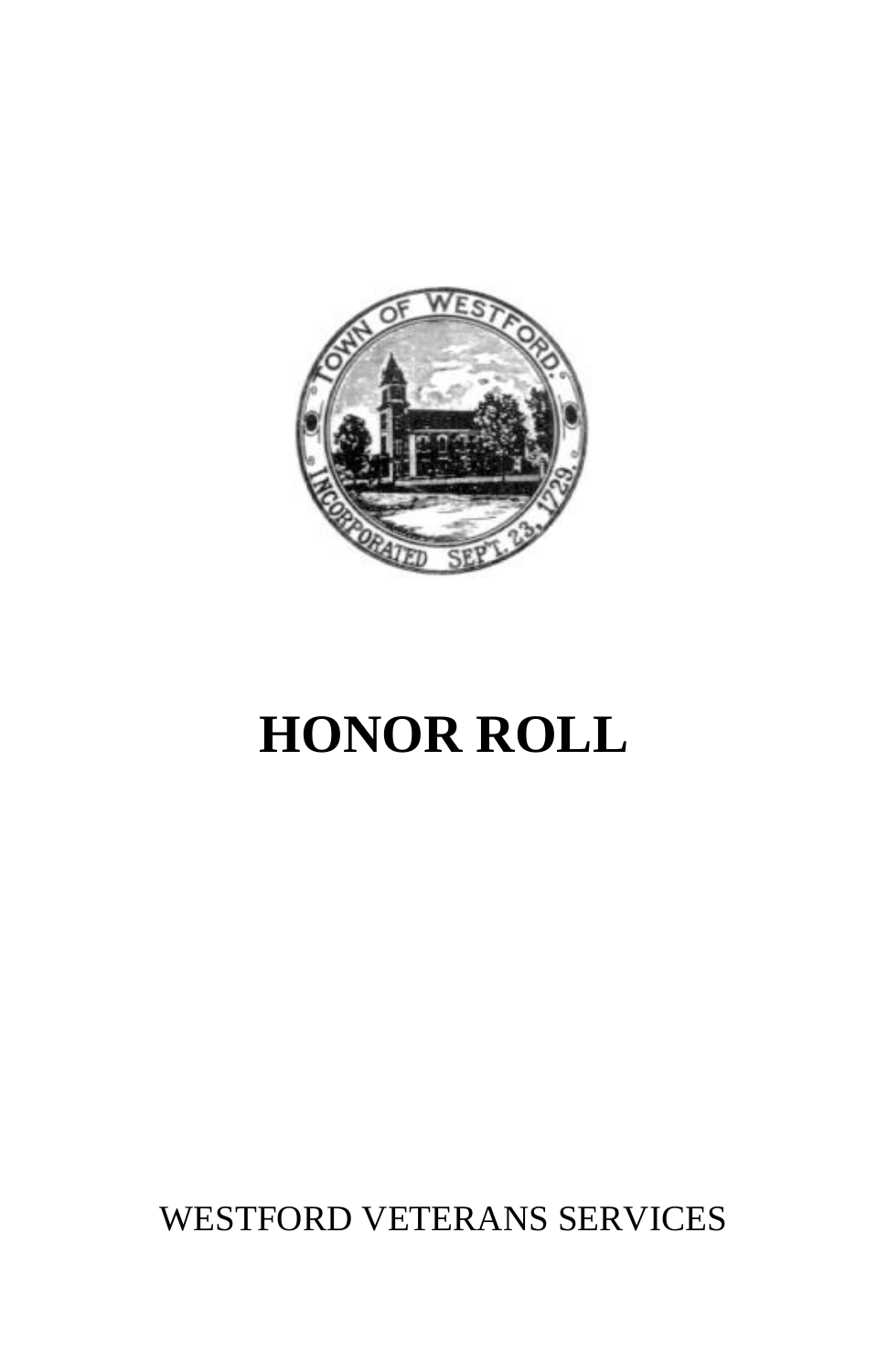# HONOR ROLL

WESTFORD VETERANS SERVICES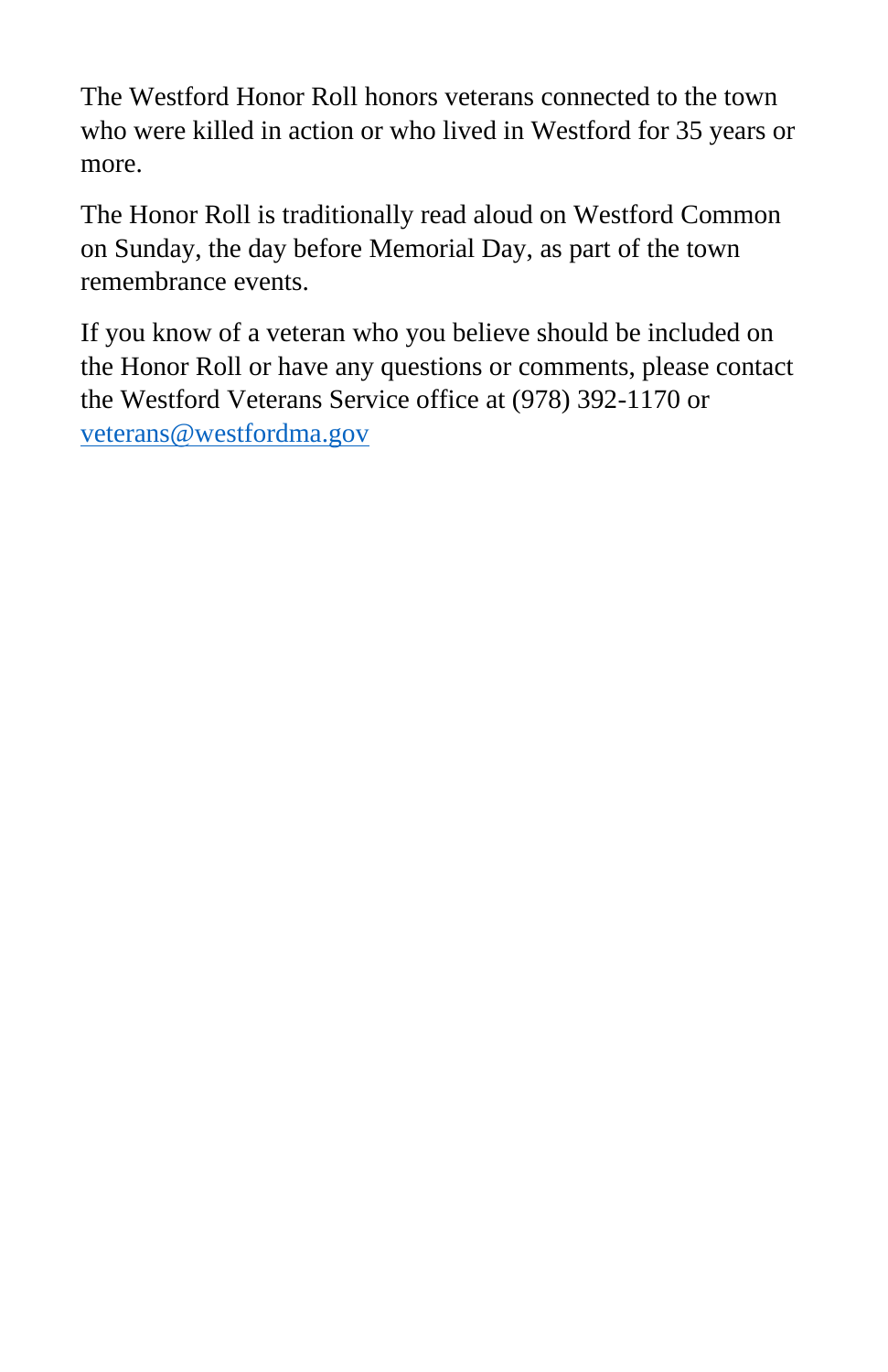The Westford Honor Roll honors veterans connected to the town who were killed in action or who lived in Westford for 35 years or more.

The Honor Roll is traditionally read aloud on Westford Common on Sunday, the day before Memorial Day, as part of the town remembrance events.

If you know of a veteran who you believe should be included on the Honor Roll or have any questions or comments, please contact the Westford Veterans Service office at (978) 392-1170 or [veterans@westfordma.gov](mailto:veterans@westfordma.gov)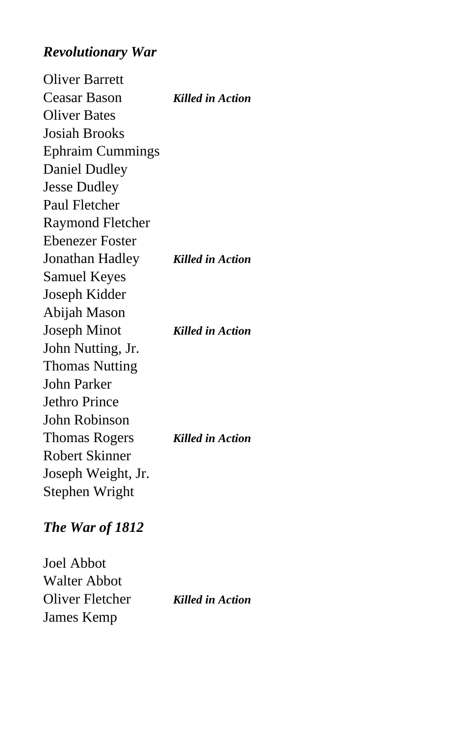## *Revolutionary War*

Oliver Barrett
Ceasar Bason ***Killed in Action***
Oliver Bates
Josiah Brooks
Ephraim Cummings
Daniel Dudley
Jesse Dudley
Paul Fletcher
Raymond Fletcher
Ebenezer Foster
Jonathan Hadley ***Killed in Action***
Samuel Keyes
Joseph Kidder
Abijah Mason
Joseph Minot ***Killed in Action***
John Nutting, Jr.
Thomas Nutting
John Parker
Jethro Prince
John Robinson
Thomas Rogers ***Killed in Action***
Robert Skinner
Joseph Weight, Jr.
Stephen Wright

## *The War of 1812*

Joel Abbot
Walter Abbot
Oliver Fletcher ***Killed in Action***
James Kemp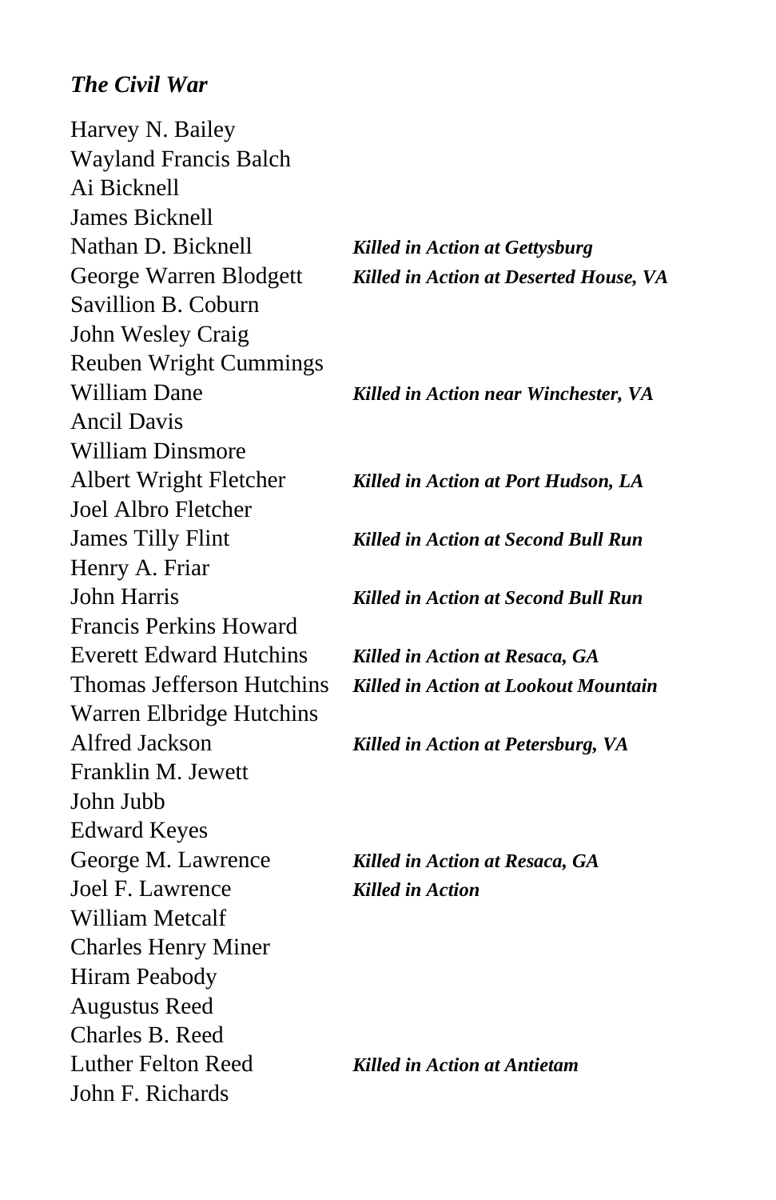*The Civil War*

Harvey N. Bailey
Wayland Francis Balch
Ai Bicknell
James Bicknell
Nathan D. Bicknell — ***Killed in Action at Gettysburg***
George Warren Blodgett — ***Killed in Action at Deserted House, VA***
Savillion B. Coburn
John Wesley Craig
Reuben Wright Cummings
William Dane — ***Killed in Action near Winchester, VA***
Ancil Davis
William Dinsmore
Albert Wright Fletcher — ***Killed in Action at Port Hudson, LA***
Joel Albro Fletcher
James Tilly Flint — ***Killed in Action at Second Bull Run***
Henry A. Friar
John Harris — ***Killed in Action at Second Bull Run***
Francis Perkins Howard
Everett Edward Hutchins — ***Killed in Action at Resaca, GA***
Thomas Jefferson Hutchins — ***Killed in Action at Lookout Mountain***
Warren Elbridge Hutchins
Alfred Jackson — ***Killed in Action at Petersburg, VA***
Franklin M. Jewett
John Jubb
Edward Keyes
George M. Lawrence — ***Killed in Action at Resaca, GA***
Joel F. Lawrence — ***Killed in Action***
William Metcalf
Charles Henry Miner
Hiram Peabody
Augustus Reed
Charles B. Reed
Luther Felton Reed — ***Killed in Action at Antietam***
John F. Richards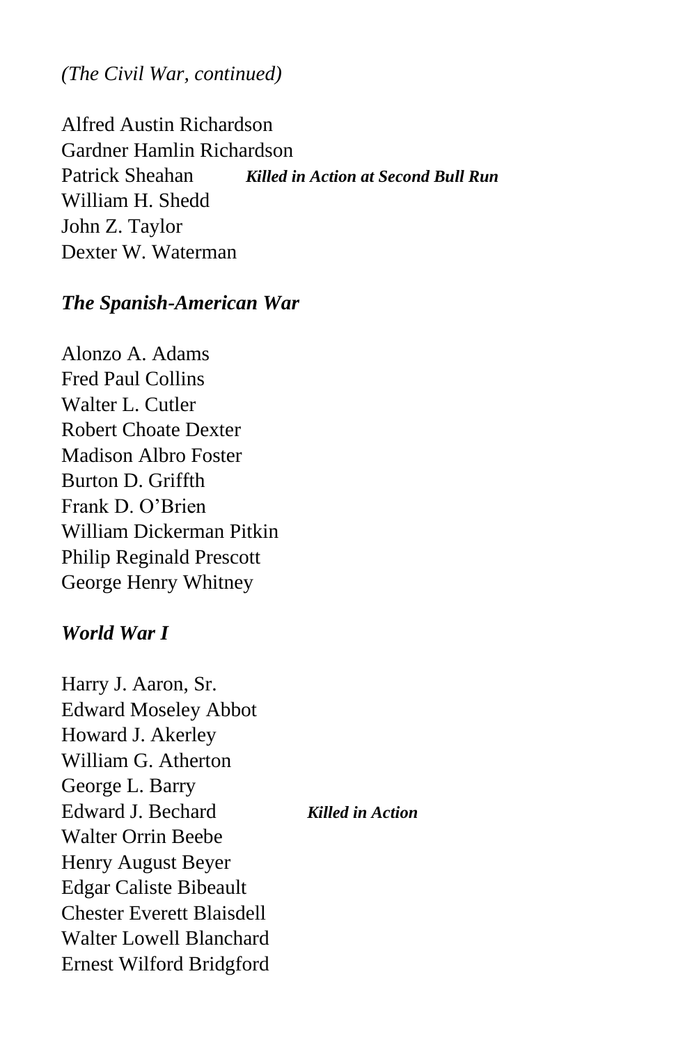*(The Civil War, continued)*

Alfred Austin Richardson
Gardner Hamlin Richardson
Patrick Sheahan ***Killed in Action at Second Bull Run***
William H. Shedd
John Z. Taylor
Dexter W. Waterman

## *The Spanish-American War*

Alonzo A. Adams
Fred Paul Collins
Walter L. Cutler
Robert Choate Dexter
Madison Albro Foster
Burton D. Griffth
Frank D. O'Brien
William Dickerman Pitkin
Philip Reginald Prescott
George Henry Whitney

## *World War I*

Harry J. Aaron, Sr.
Edward Moseley Abbot
Howard J. Akerley
William G. Atherton
George L. Barry
Edward J. Bechard ***Killed in Action***
Walter Orrin Beebe
Henry August Beyer
Edgar Caliste Bibeault
Chester Everett Blaisdell
Walter Lowell Blanchard
Ernest Wilford Bridgford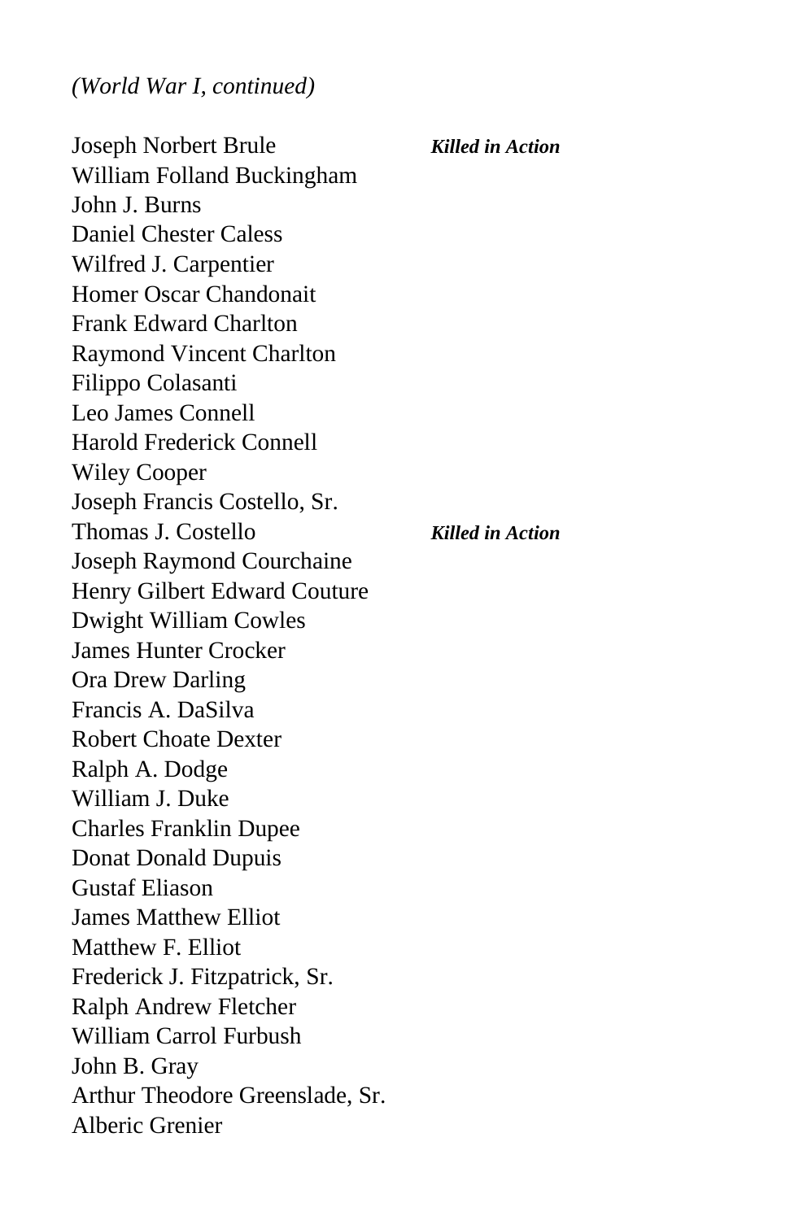*(World War I, continued)*

Joseph Norbert Brule ***Killed in Action***
William Folland Buckingham
John J. Burns
Daniel Chester Caless
Wilfred J. Carpentier
Homer Oscar Chandonait
Frank Edward Charlton
Raymond Vincent Charlton
Filippo Colasanti
Leo James Connell
Harold Frederick Connell
Wiley Cooper
Joseph Francis Costello, Sr.
Thomas J. Costello ***Killed in Action***
Joseph Raymond Courchaine
Henry Gilbert Edward Couture
Dwight William Cowles
James Hunter Crocker
Ora Drew Darling
Francis A. DaSilva
Robert Choate Dexter
Ralph A. Dodge
William J. Duke
Charles Franklin Dupee
Donat Donald Dupuis
Gustaf Eliason
James Matthew Elliot
Matthew F. Elliot
Frederick J. Fitzpatrick, Sr.
Ralph Andrew Fletcher
William Carrol Furbush
John B. Gray
Arthur Theodore Greenslade, Sr.
Alberic Grenier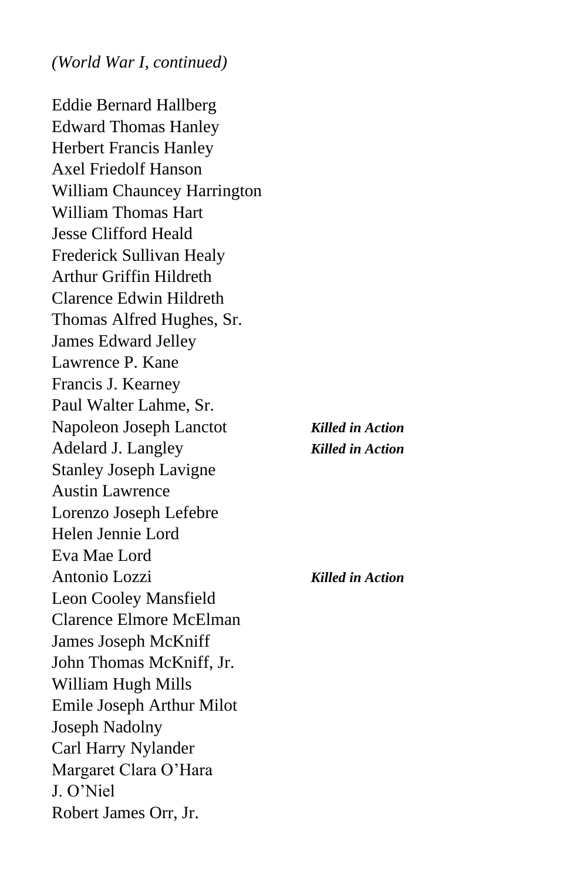*(World War I, continued)*

Eddie Bernard Hallberg  
Edward Thomas Hanley  
Herbert Francis Hanley  
Axel Friedolf Hanson  
William Chauncey Harrington  
William Thomas Hart  
Jesse Clifford Heald  
Frederick Sullivan Healy  
Arthur Griffin Hildreth  
Clarence Edwin Hildreth  
Thomas Alfred Hughes, Sr.  
James Edward Jelley  
Lawrence P. Kane  
Francis J. Kearney  
Paul Walter Lahme, Sr.  
Napoleon Joseph Lanctot — ***Killed in Action***  
Adelard J. Langley — ***Killed in Action***  
Stanley Joseph Lavigne  
Austin Lawrence  
Lorenzo Joseph Lefebre  
Helen Jennie Lord  
Eva Mae Lord  
Antonio Lozzi — ***Killed in Action***  
Leon Cooley Mansfield  
Clarence Elmore McElman  
James Joseph McKniff  
John Thomas McKniff, Jr.  
William Hugh Mills  
Emile Joseph Arthur Milot  
Joseph Nadolny  
Carl Harry Nylander  
Margaret Clara O'Hara  
J. O'Niel  
Robert James Orr, Jr.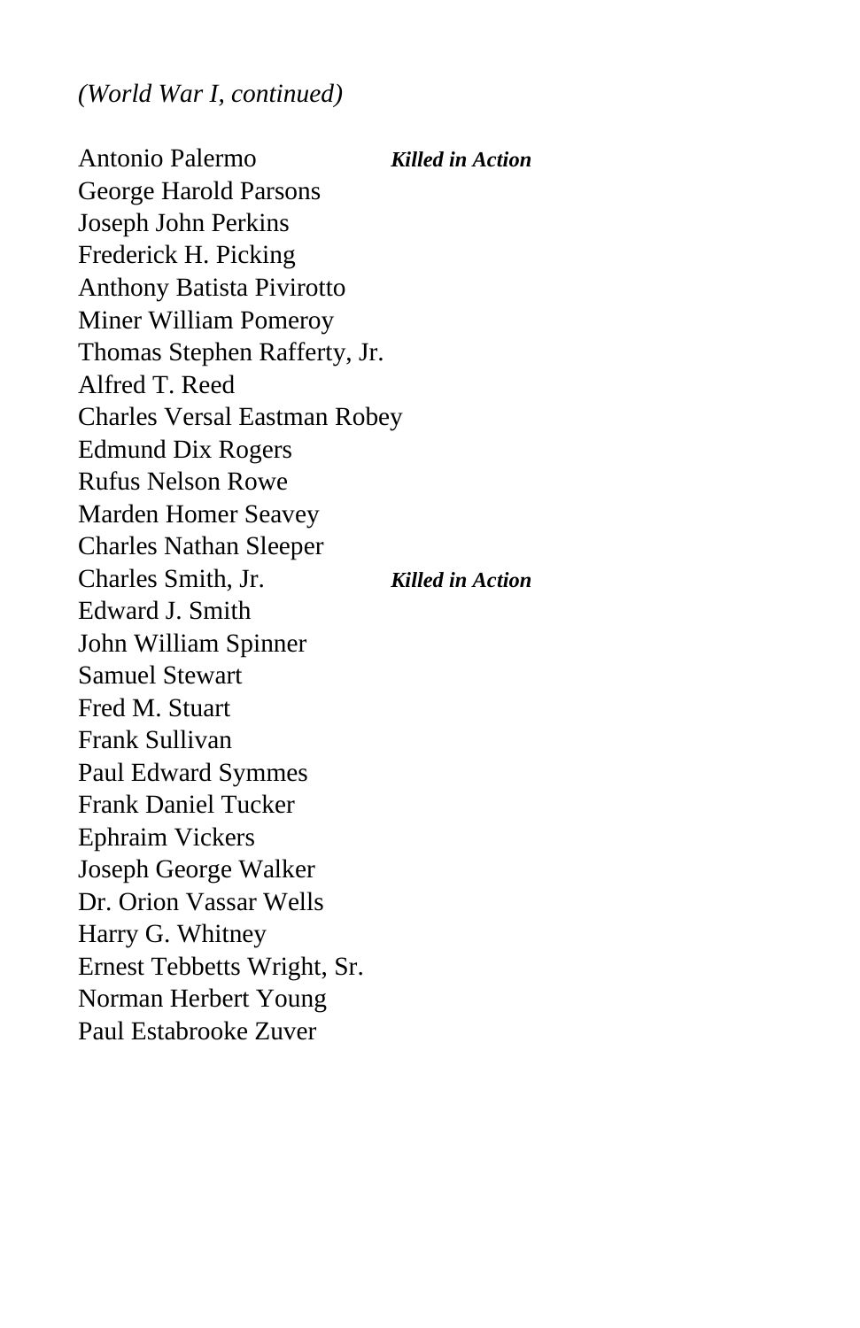*(World War I, continued)*

Antonio Palermo ***Killed in Action***
George Harold Parsons
Joseph John Perkins
Frederick H. Picking
Anthony Batista Pivirotto
Miner William Pomeroy
Thomas Stephen Rafferty, Jr.
Alfred T. Reed
Charles Versal Eastman Robey
Edmund Dix Rogers
Rufus Nelson Rowe
Marden Homer Seavey
Charles Nathan Sleeper
Charles Smith, Jr. ***Killed in Action***
Edward J. Smith
John William Spinner
Samuel Stewart
Fred M. Stuart
Frank Sullivan
Paul Edward Symmes
Frank Daniel Tucker
Ephraim Vickers
Joseph George Walker
Dr. Orion Vassar Wells
Harry G. Whitney
Ernest Tebbetts Wright, Sr.
Norman Herbert Young
Paul Estabrooke Zuver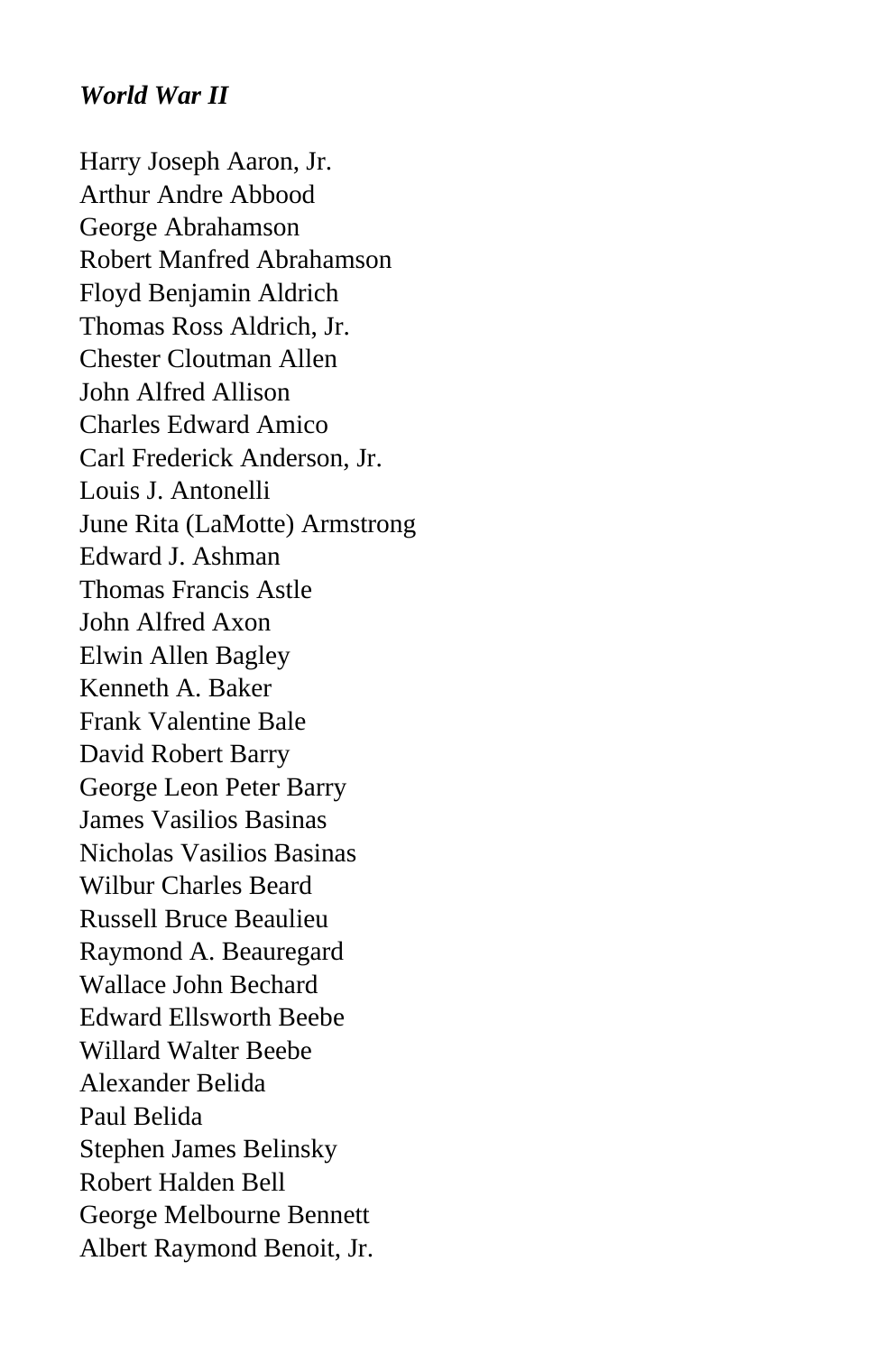***World War II***

Harry Joseph Aaron, Jr.
Arthur Andre Abbood
George Abrahamson
Robert Manfred Abrahamson
Floyd Benjamin Aldrich
Thomas Ross Aldrich, Jr.
Chester Cloutman Allen
John Alfred Allison
Charles Edward Amico
Carl Frederick Anderson, Jr.
Louis J. Antonelli
June Rita (LaMotte) Armstrong
Edward J. Ashman
Thomas Francis Astle
John Alfred Axon
Elwin Allen Bagley
Kenneth A. Baker
Frank Valentine Bale
David Robert Barry
George Leon Peter Barry
James Vasilios Basinas
Nicholas Vasilios Basinas
Wilbur Charles Beard
Russell Bruce Beaulieu
Raymond A. Beauregard
Wallace John Bechard
Edward Ellsworth Beebe
Willard Walter Beebe
Alexander Belida
Paul Belida
Stephen James Belinsky
Robert Halden Bell
George Melbourne Bennett
Albert Raymond Benoit, Jr.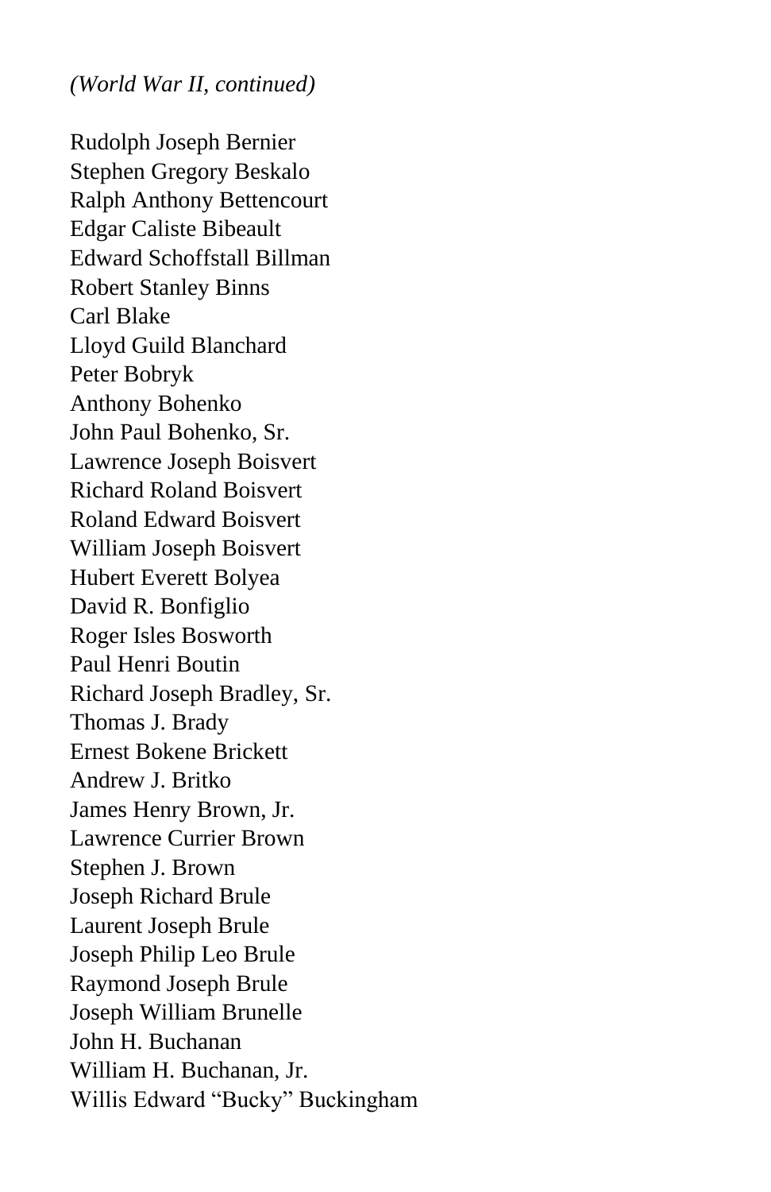*(World War II, continued)*

Rudolph Joseph Bernier
Stephen Gregory Beskalo
Ralph Anthony Bettencourt
Edgar Caliste Bibeault
Edward Schoffstall Billman
Robert Stanley Binns
Carl Blake
Lloyd Guild Blanchard
Peter Bobryk
Anthony Bohenko
John Paul Bohenko, Sr.
Lawrence Joseph Boisvert
Richard Roland Boisvert
Roland Edward Boisvert
William Joseph Boisvert
Hubert Everett Bolyea
David R. Bonfiglio
Roger Isles Bosworth
Paul Henri Boutin
Richard Joseph Bradley, Sr.
Thomas J. Brady
Ernest Bokene Brickett
Andrew J. Britko
James Henry Brown, Jr.
Lawrence Currier Brown
Stephen J. Brown
Joseph Richard Brule
Laurent Joseph Brule
Joseph Philip Leo Brule
Raymond Joseph Brule
Joseph William Brunelle
John H. Buchanan
William H. Buchanan, Jr.
Willis Edward “Bucky” Buckingham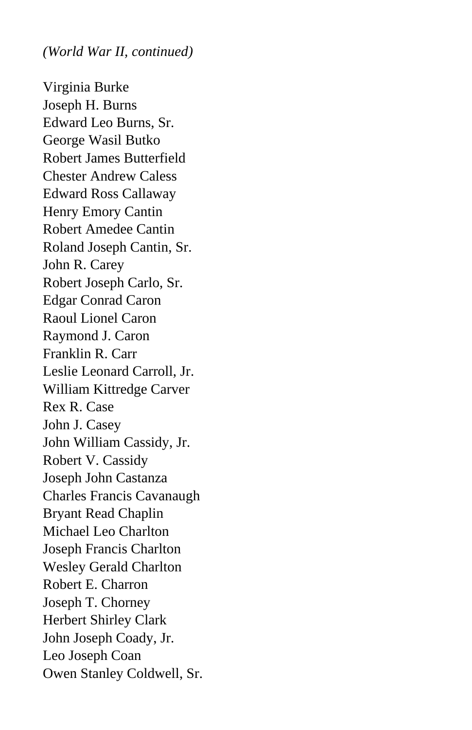*(World War II, continued)*

Virginia Burke
Joseph H. Burns
Edward Leo Burns, Sr.
George Wasil Butko
Robert James Butterfield
Chester Andrew Caless
Edward Ross Callaway
Henry Emory Cantin
Robert Amedee Cantin
Roland Joseph Cantin, Sr.
John R. Carey
Robert Joseph Carlo, Sr.
Edgar Conrad Caron
Raoul Lionel Caron
Raymond J. Caron
Franklin R. Carr
Leslie Leonard Carroll, Jr.
William Kittredge Carver
Rex R. Case
John J. Casey
John William Cassidy, Jr.
Robert V. Cassidy
Joseph John Castanza
Charles Francis Cavanaugh
Bryant Read Chaplin
Michael Leo Charlton
Joseph Francis Charlton
Wesley Gerald Charlton
Robert E. Charron
Joseph T. Chorney
Herbert Shirley Clark
John Joseph Coady, Jr.
Leo Joseph Coan
Owen Stanley Coldwell, Sr.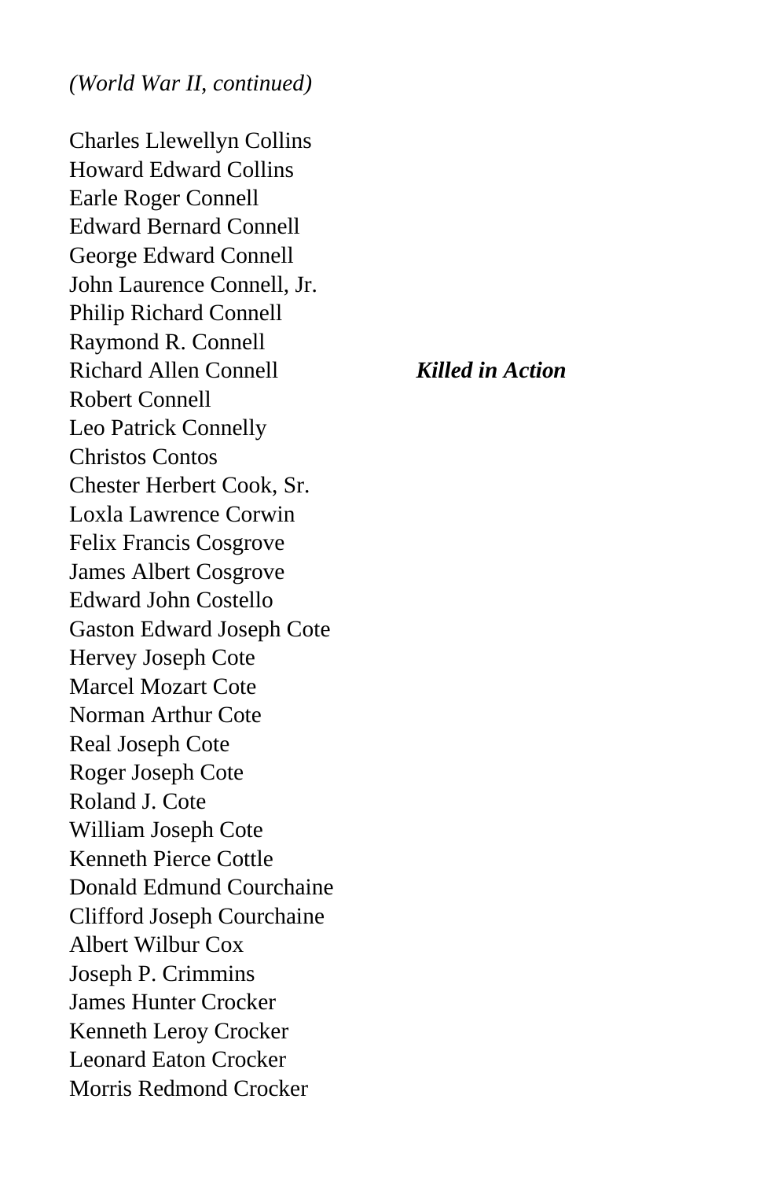*(World War II, continued)*

Charles Llewellyn Collins
Howard Edward Collins
Earle Roger Connell
Edward Bernard Connell
George Edward Connell
John Laurence Connell, Jr.
Philip Richard Connell
Raymond R. Connell
Richard Allen Connell — ***Killed in Action***
Robert Connell
Leo Patrick Connelly
Christos Contos
Chester Herbert Cook, Sr.
Loxla Lawrence Corwin
Felix Francis Cosgrove
James Albert Cosgrove
Edward John Costello
Gaston Edward Joseph Cote
Hervey Joseph Cote
Marcel Mozart Cote
Norman Arthur Cote
Real Joseph Cote
Roger Joseph Cote
Roland J. Cote
William Joseph Cote
Kenneth Pierce Cottle
Donald Edmund Courchaine
Clifford Joseph Courchaine
Albert Wilbur Cox
Joseph P. Crimmins
James Hunter Crocker
Kenneth Leroy Crocker
Leonard Eaton Crocker
Morris Redmond Crocker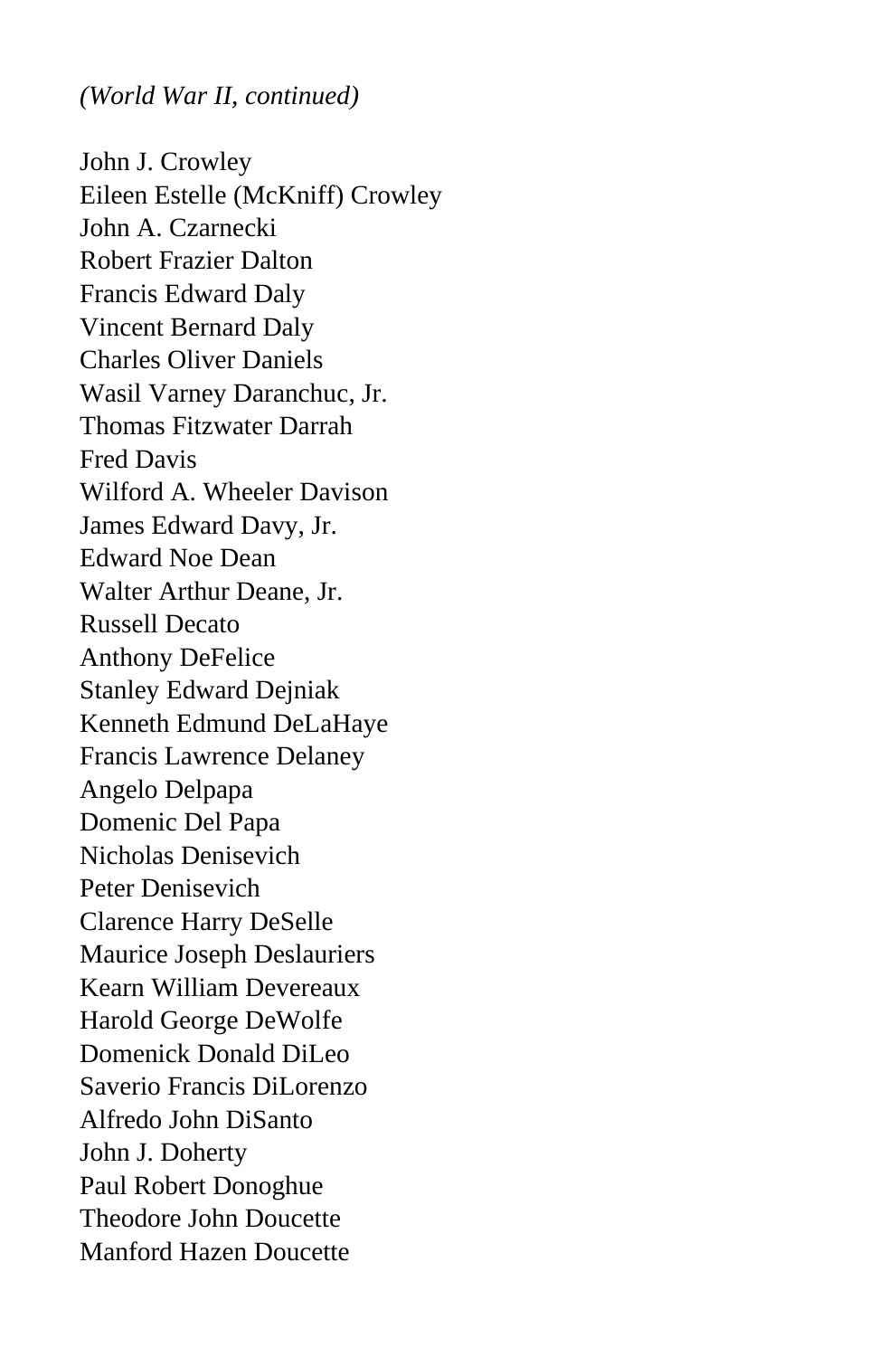*(World War II, continued)*

John J. Crowley
Eileen Estelle (McKniff) Crowley
John A. Czarnecki
Robert Frazier Dalton
Francis Edward Daly
Vincent Bernard Daly
Charles Oliver Daniels
Wasil Varney Daranchuc, Jr.
Thomas Fitzwater Darrah
Fred Davis
Wilford A. Wheeler Davison
James Edward Davy, Jr.
Edward Noe Dean
Walter Arthur Deane, Jr.
Russell Decato
Anthony DeFelice
Stanley Edward Dejniak
Kenneth Edmund DeLaHaye
Francis Lawrence Delaney
Angelo Delpapa
Domenic Del Papa
Nicholas Denisevich
Peter Denisevich
Clarence Harry DeSelle
Maurice Joseph Deslauriers
Kearn William Devereaux
Harold George DeWolfe
Domenick Donald DiLeo
Saverio Francis DiLorenzo
Alfredo John DiSanto
John J. Doherty
Paul Robert Donoghue
Theodore John Doucette
Manford Hazen Doucette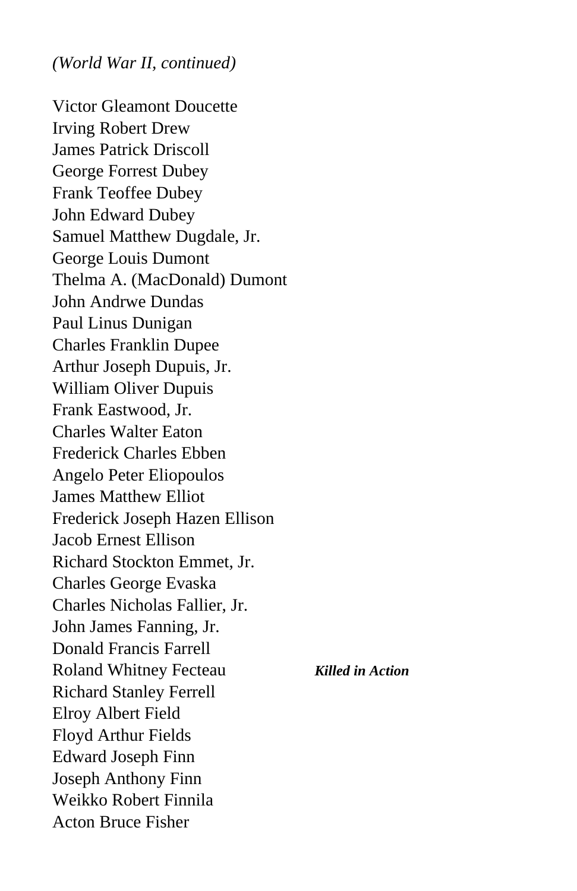*(World War II, continued)*

Victor Gleamont Doucette
Irving Robert Drew
James Patrick Driscoll
George Forrest Dubey
Frank Teoffee Dubey
John Edward Dubey
Samuel Matthew Dugdale, Jr.
George Louis Dumont
Thelma A. (MacDonald) Dumont
John Andrwe Dundas
Paul Linus Dunigan
Charles Franklin Dupee
Arthur Joseph Dupuis, Jr.
William Oliver Dupuis
Frank Eastwood, Jr.
Charles Walter Eaton
Frederick Charles Ebben
Angelo Peter Eliopoulos
James Matthew Elliot
Frederick Joseph Hazen Ellison
Jacob Ernest Ellison
Richard Stockton Emmet, Jr.
Charles George Evaska
Charles Nicholas Fallier, Jr.
John James Fanning, Jr.
Donald Francis Farrell
Roland Whitney Fecteau ***Killed in Action***
Richard Stanley Ferrell
Elroy Albert Field
Floyd Arthur Fields
Edward Joseph Finn
Joseph Anthony Finn
Weikko Robert Finnila
Acton Bruce Fisher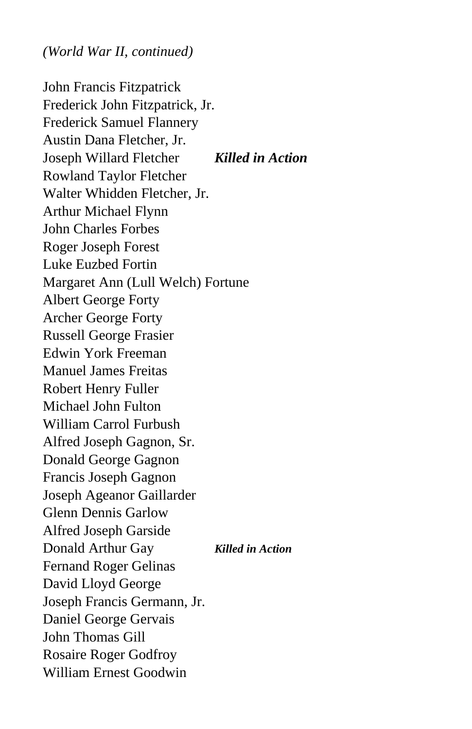*(World War II, continued)*

John Francis Fitzpatrick
Frederick John Fitzpatrick, Jr.
Frederick Samuel Flannery
Austin Dana Fletcher, Jr.
Joseph Willard Fletcher ***Killed in Action***
Rowland Taylor Fletcher
Walter Whidden Fletcher, Jr.
Arthur Michael Flynn
John Charles Forbes
Roger Joseph Forest
Luke Euzbed Fortin
Margaret Ann (Lull Welch) Fortune
Albert George Forty
Archer George Forty
Russell George Frasier
Edwin York Freeman
Manuel James Freitas
Robert Henry Fuller
Michael John Fulton
William Carrol Furbush
Alfred Joseph Gagnon, Sr.
Donald George Gagnon
Francis Joseph Gagnon
Joseph Ageanor Gaillarder
Glenn Dennis Garlow
Alfred Joseph Garside
Donald Arthur Gay ***Killed in Action***
Fernand Roger Gelinas
David Lloyd George
Joseph Francis Germann, Jr.
Daniel George Gervais
John Thomas Gill
Rosaire Roger Godfroy
William Ernest Goodwin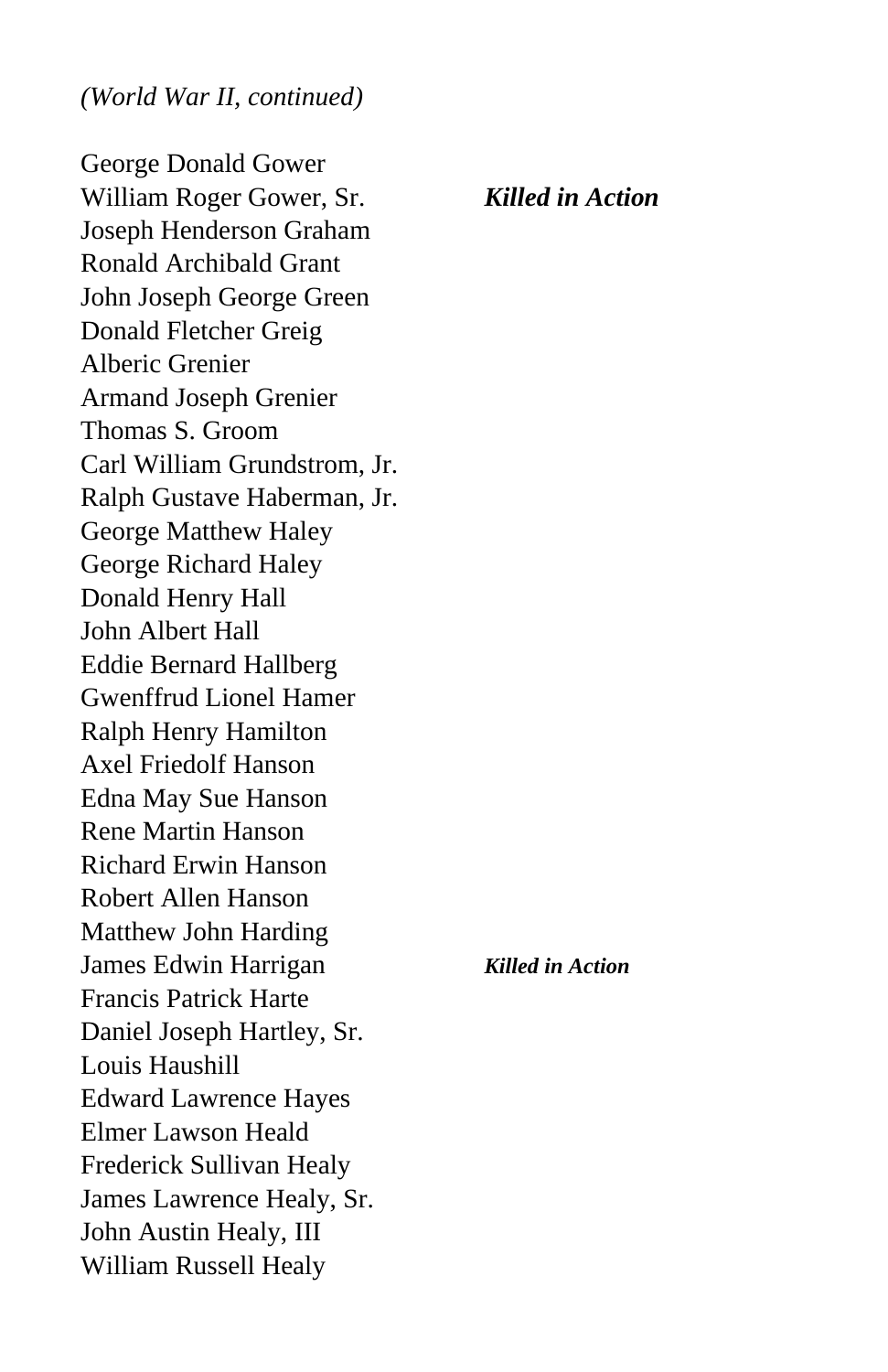*(World War II, continued)*

George Donald Gower
William Roger Gower, Sr. ***Killed in Action***
Joseph Henderson Graham
Ronald Archibald Grant
John Joseph George Green
Donald Fletcher Greig
Alberic Grenier
Armand Joseph Grenier
Thomas S. Groom
Carl William Grundstrom, Jr.
Ralph Gustave Haberman, Jr.
George Matthew Haley
George Richard Haley
Donald Henry Hall
John Albert Hall
Eddie Bernard Hallberg
Gwenffrud Lionel Hamer
Ralph Henry Hamilton
Axel Friedolf Hanson
Edna May Sue Hanson
Rene Martin Hanson
Richard Erwin Hanson
Robert Allen Hanson
Matthew John Harding
James Edwin Harrigan ***Killed in Action***
Francis Patrick Harte
Daniel Joseph Hartley, Sr.
Louis Haushill
Edward Lawrence Hayes
Elmer Lawson Heald
Frederick Sullivan Healy
James Lawrence Healy, Sr.
John Austin Healy, III
William Russell Healy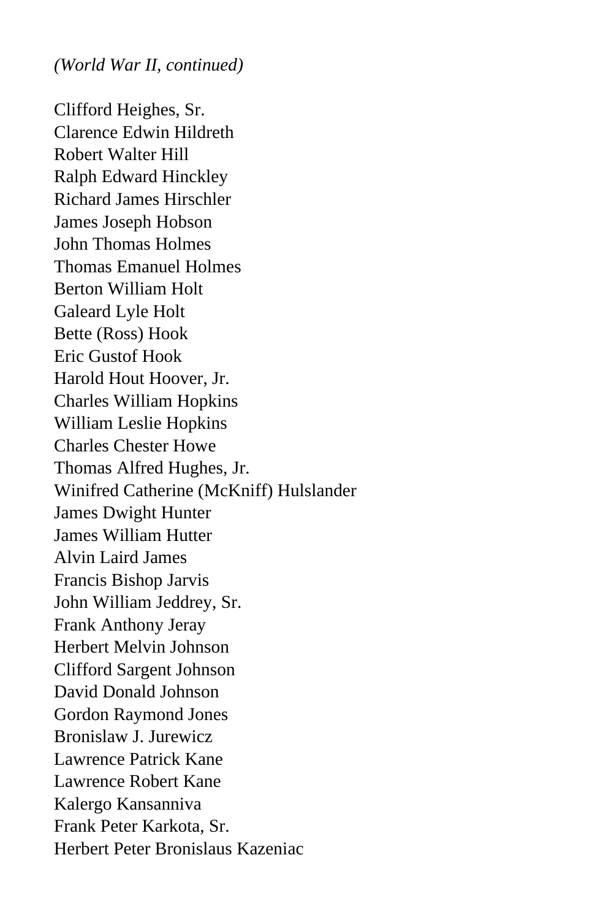*(World War II, continued)*

Clifford Heighes, Sr.
Clarence Edwin Hildreth
Robert Walter Hill
Ralph Edward Hinckley
Richard James Hirschler
James Joseph Hobson
John Thomas Holmes
Thomas Emanuel Holmes
Berton William Holt
Galeard Lyle Holt
Bette (Ross) Hook
Eric Gustof Hook
Harold Hout Hoover, Jr.
Charles William Hopkins
William Leslie Hopkins
Charles Chester Howe
Thomas Alfred Hughes, Jr.
Winifred Catherine (McKniff) Hulslander
James Dwight Hunter
James William Hutter
Alvin Laird James
Francis Bishop Jarvis
John William Jeddrey, Sr.
Frank Anthony Jeray
Herbert Melvin Johnson
Clifford Sargent Johnson
David Donald Johnson
Gordon Raymond Jones
Bronislaw J. Jurewicz
Lawrence Patrick Kane
Lawrence Robert Kane
Kalergo Kansanniva
Frank Peter Karkota, Sr.
Herbert Peter Bronislaus Kazeniac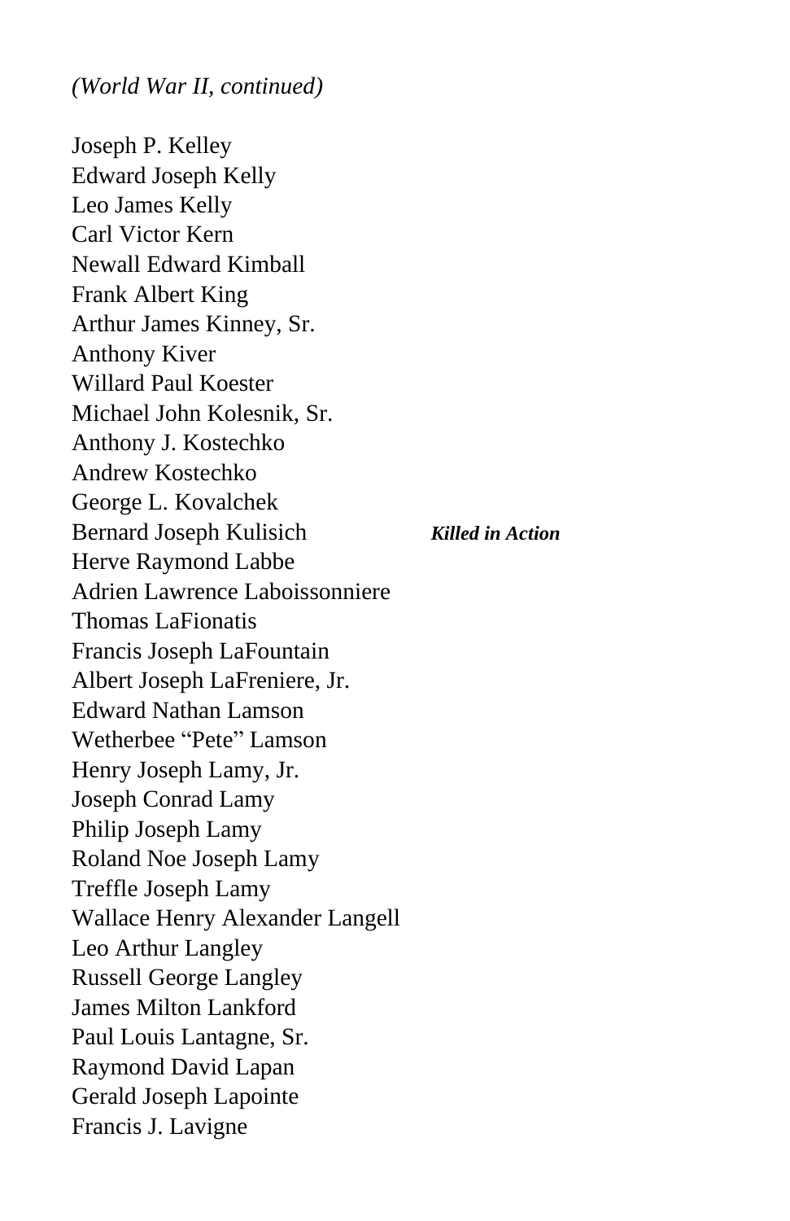*(World War II, continued)*

Joseph P. Kelley
Edward Joseph Kelly
Leo James Kelly
Carl Victor Kern
Newall Edward Kimball
Frank Albert King
Arthur James Kinney, Sr.
Anthony Kiver
Willard Paul Koester
Michael John Kolesnik, Sr.
Anthony J. Kostechko
Andrew Kostechko
George L. Kovalchek
Bernard Joseph Kulisich ***Killed in Action***
Herve Raymond Labbe
Adrien Lawrence Laboissonniere
Thomas LaFionatis
Francis Joseph LaFountain
Albert Joseph LaFreniere, Jr.
Edward Nathan Lamson
Wetherbee "Pete" Lamson
Henry Joseph Lamy, Jr.
Joseph Conrad Lamy
Philip Joseph Lamy
Roland Noe Joseph Lamy
Treffle Joseph Lamy
Wallace Henry Alexander Langell
Leo Arthur Langley
Russell George Langley
James Milton Lankford
Paul Louis Lantagne, Sr.
Raymond David Lapan
Gerald Joseph Lapointe
Francis J. Lavigne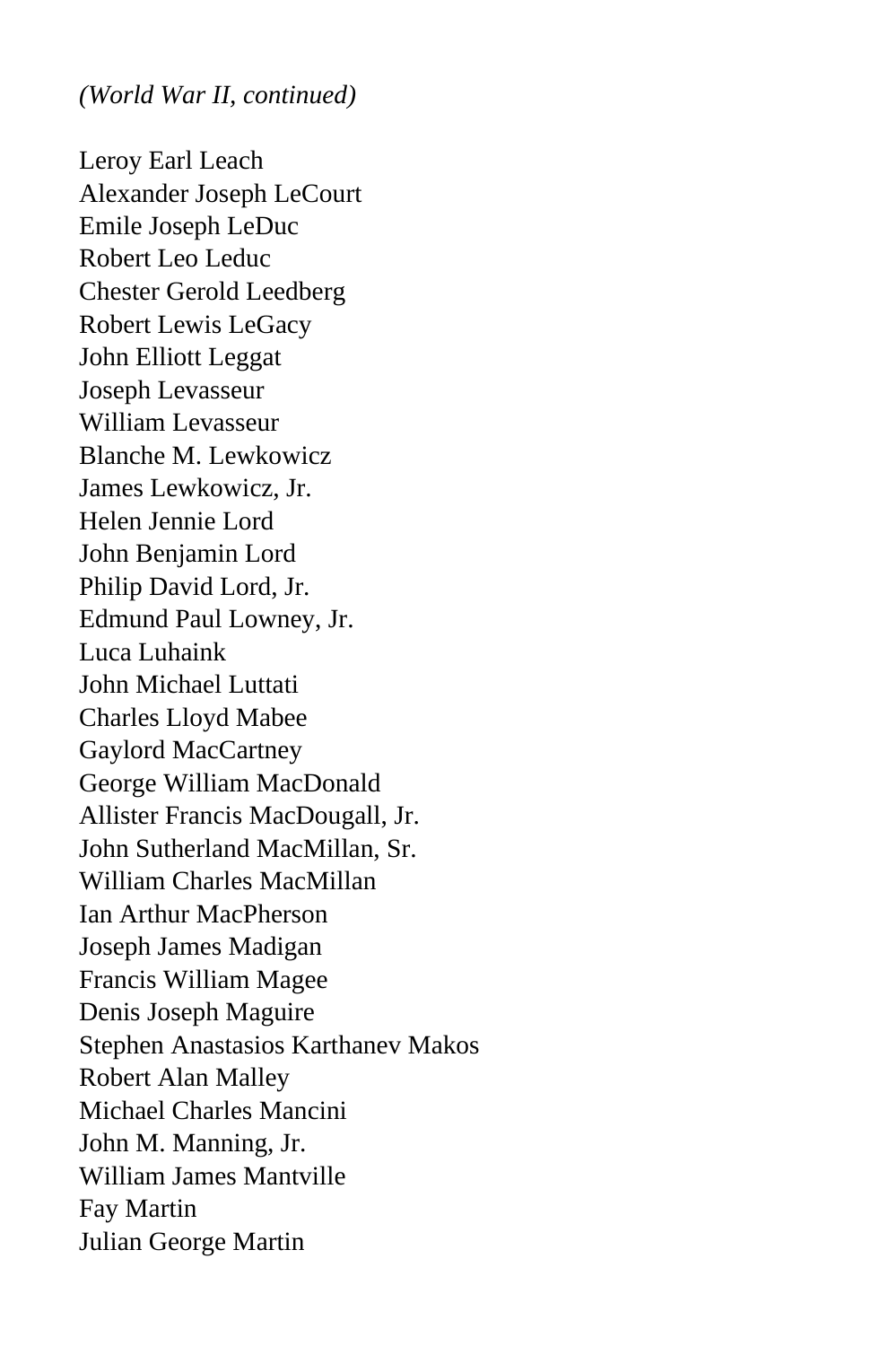*(World War II, continued)*

Leroy Earl Leach
Alexander Joseph LeCourt
Emile Joseph LeDuc
Robert Leo Leduc
Chester Gerold Leedberg
Robert Lewis LeGacy
John Elliott Leggat
Joseph Levasseur
William Levasseur
Blanche M. Lewkowicz
James Lewkowicz, Jr.
Helen Jennie Lord
John Benjamin Lord
Philip David Lord, Jr.
Edmund Paul Lowney, Jr.
Luca Luhaink
John Michael Luttati
Charles Lloyd Mabee
Gaylord MacCartney
George William MacDonald
Allister Francis MacDougall, Jr.
John Sutherland MacMillan, Sr.
William Charles MacMillan
Ian Arthur MacPherson
Joseph James Madigan
Francis William Magee
Denis Joseph Maguire
Stephen Anastasios Karthanev Makos
Robert Alan Malley
Michael Charles Mancini
John M. Manning, Jr.
William James Mantville
Fay Martin
Julian George Martin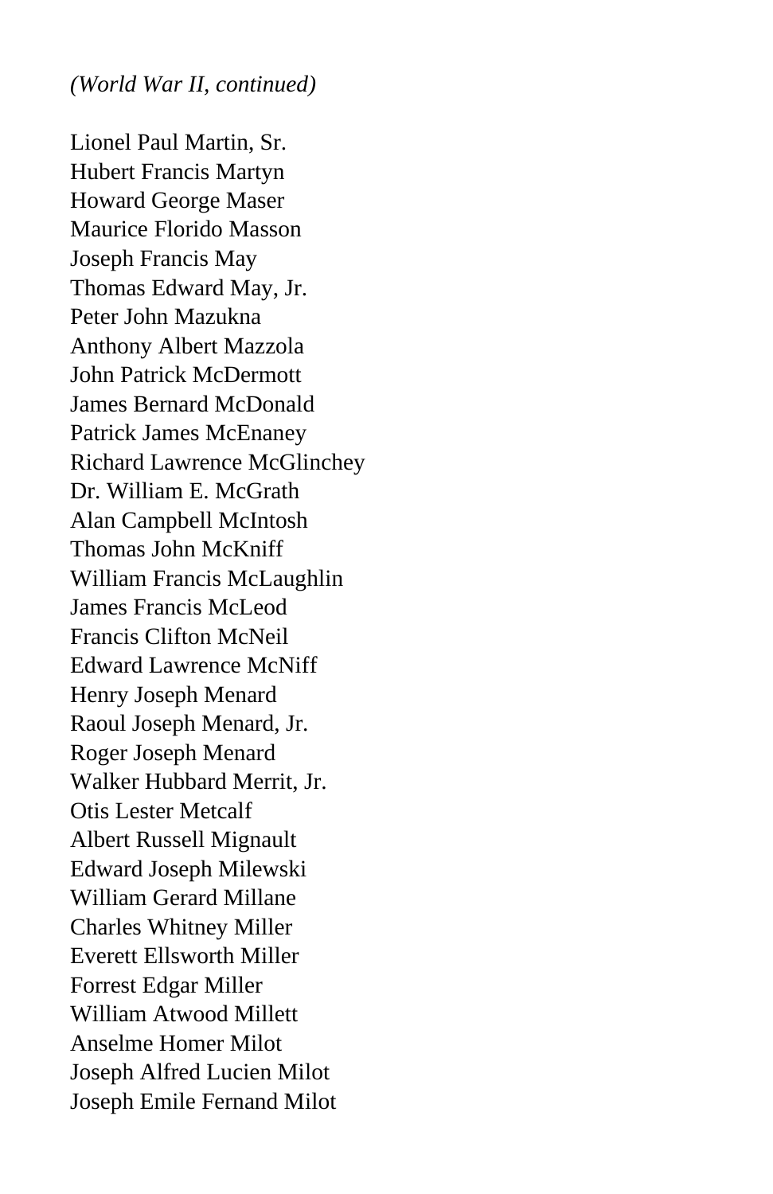*(World War II, continued)*

Lionel Paul Martin, Sr.
Hubert Francis Martyn
Howard George Maser
Maurice Florido Masson
Joseph Francis May
Thomas Edward May, Jr.
Peter John Mazukna
Anthony Albert Mazzola
John Patrick McDermott
James Bernard McDonald
Patrick James McEnaney
Richard Lawrence McGlinchey
Dr. William E. McGrath
Alan Campbell McIntosh
Thomas John McKniff
William Francis McLaughlin
James Francis McLeod
Francis Clifton McNeil
Edward Lawrence McNiff
Henry Joseph Menard
Raoul Joseph Menard, Jr.
Roger Joseph Menard
Walker Hubbard Merrit, Jr.
Otis Lester Metcalf
Albert Russell Mignault
Edward Joseph Milewski
William Gerard Millane
Charles Whitney Miller
Everett Ellsworth Miller
Forrest Edgar Miller
William Atwood Millett
Anselme Homer Milot
Joseph Alfred Lucien Milot
Joseph Emile Fernand Milot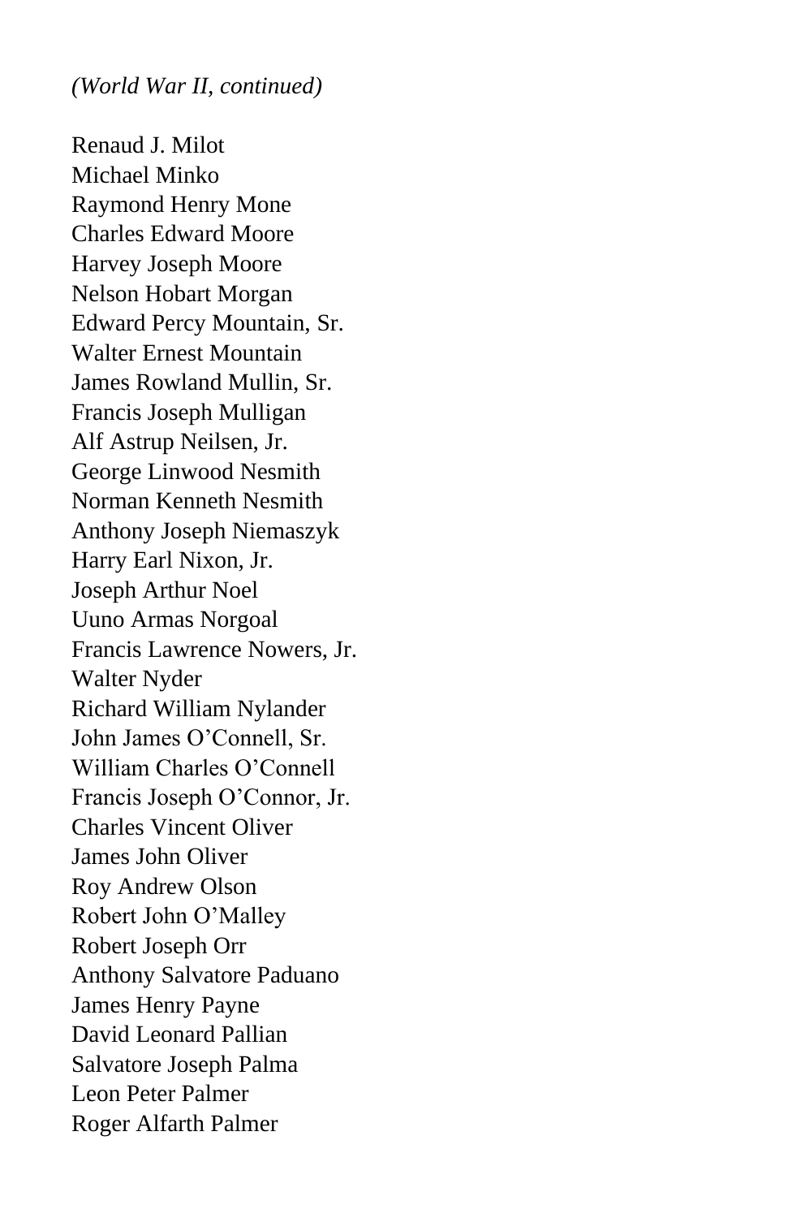*(World War II, continued)*

Renaud J. Milot
Michael Minko
Raymond Henry Mone
Charles Edward Moore
Harvey Joseph Moore
Nelson Hobart Morgan
Edward Percy Mountain, Sr.
Walter Ernest Mountain
James Rowland Mullin, Sr.
Francis Joseph Mulligan
Alf Astrup Neilsen, Jr.
George Linwood Nesmith
Norman Kenneth Nesmith
Anthony Joseph Niemaszyk
Harry Earl Nixon, Jr.
Joseph Arthur Noel
Uuno Armas Norgoal
Francis Lawrence Nowers, Jr.
Walter Nyder
Richard William Nylander
John James O'Connell, Sr.
William Charles O'Connell
Francis Joseph O'Connor, Jr.
Charles Vincent Oliver
James John Oliver
Roy Andrew Olson
Robert John O'Malley
Robert Joseph Orr
Anthony Salvatore Paduano
James Henry Payne
David Leonard Pallian
Salvatore Joseph Palma
Leon Peter Palmer
Roger Alfarth Palmer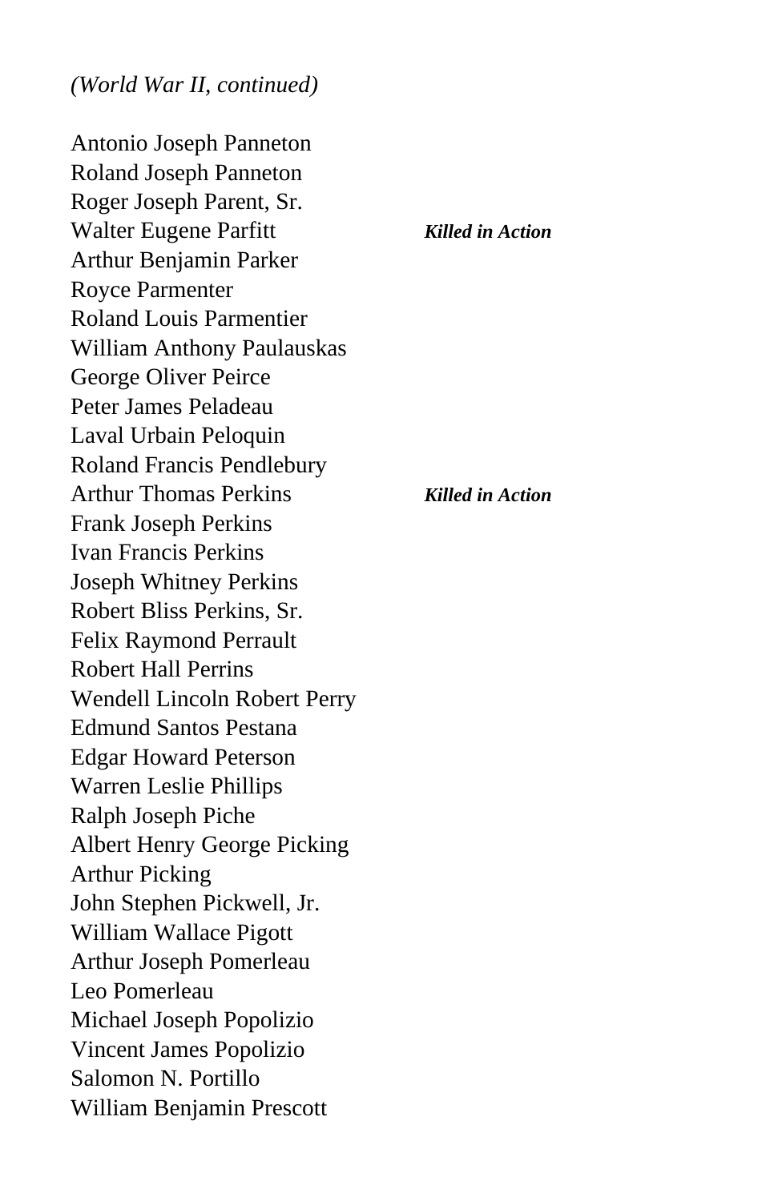*(World War II, continued)*

Antonio Joseph Panneton
Roland Joseph Panneton
Roger Joseph Parent, Sr.
Walter Eugene Parfitt — ***Killed in Action***
Arthur Benjamin Parker
Royce Parmenter
Roland Louis Parmentier
William Anthony Paulauskas
George Oliver Peirce
Peter James Peladeau
Laval Urbain Peloquin
Roland Francis Pendlebury
Arthur Thomas Perkins — ***Killed in Action***
Frank Joseph Perkins
Ivan Francis Perkins
Joseph Whitney Perkins
Robert Bliss Perkins, Sr.
Felix Raymond Perrault
Robert Hall Perrins
Wendell Lincoln Robert Perry
Edmund Santos Pestana
Edgar Howard Peterson
Warren Leslie Phillips
Ralph Joseph Piche
Albert Henry George Picking
Arthur Picking
John Stephen Pickwell, Jr.
William Wallace Pigott
Arthur Joseph Pomerleau
Leo Pomerleau
Michael Joseph Popolizio
Vincent James Popolizio
Salomon N. Portillo
William Benjamin Prescott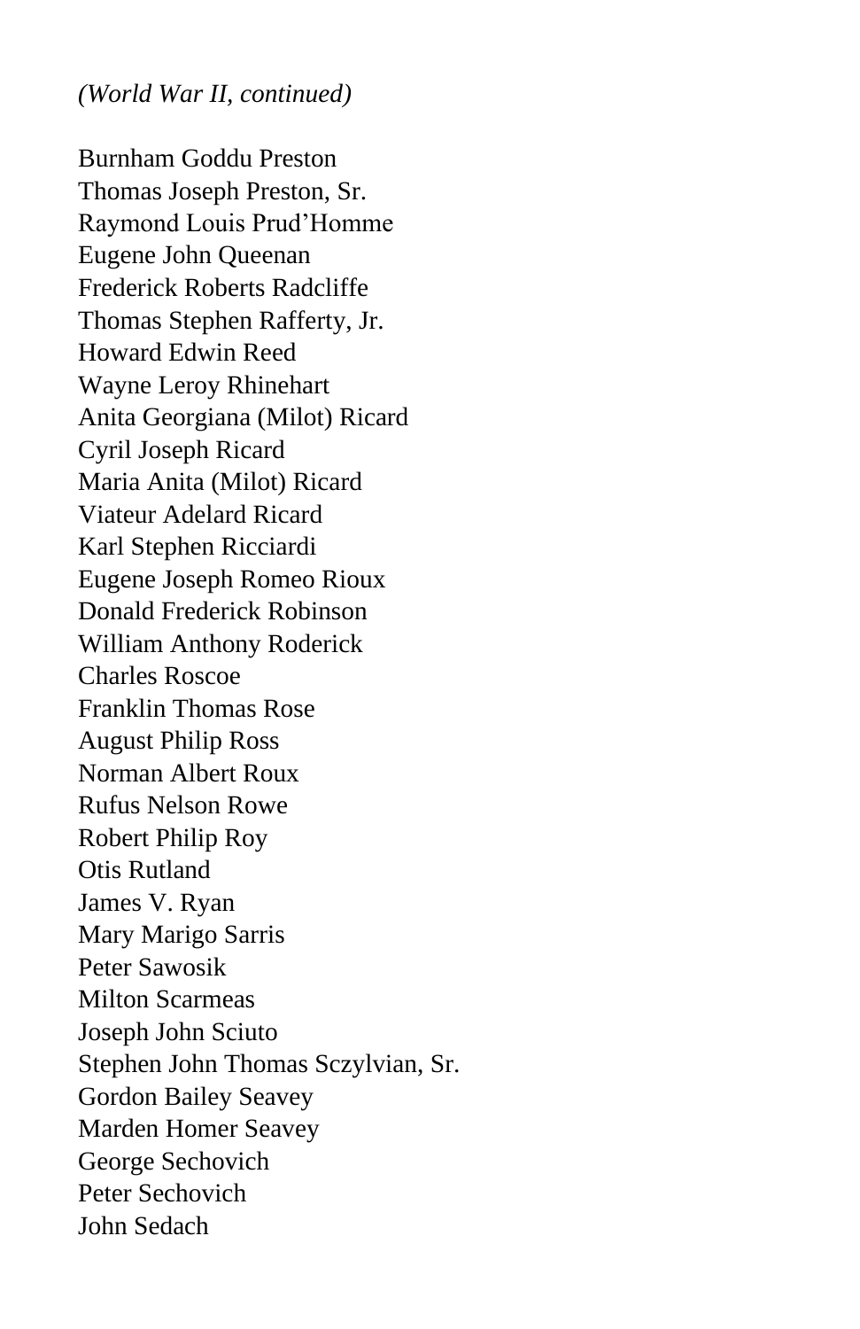*(World War II, continued)*

Burnham Goddu Preston
Thomas Joseph Preston, Sr.
Raymond Louis Prud'Homme
Eugene John Queenan
Frederick Roberts Radcliffe
Thomas Stephen Rafferty, Jr.
Howard Edwin Reed
Wayne Leroy Rhinehart
Anita Georgiana (Milot) Ricard
Cyril Joseph Ricard
Maria Anita (Milot) Ricard
Viateur Adelard Ricard
Karl Stephen Ricciardi
Eugene Joseph Romeo Rioux
Donald Frederick Robinson
William Anthony Roderick
Charles Roscoe
Franklin Thomas Rose
August Philip Ross
Norman Albert Roux
Rufus Nelson Rowe
Robert Philip Roy
Otis Rutland
James V. Ryan
Mary Marigo Sarris
Peter Sawosik
Milton Scarmeas
Joseph John Sciuto
Stephen John Thomas Sczylvian, Sr.
Gordon Bailey Seavey
Marden Homer Seavey
George Sechovich
Peter Sechovich
John Sedach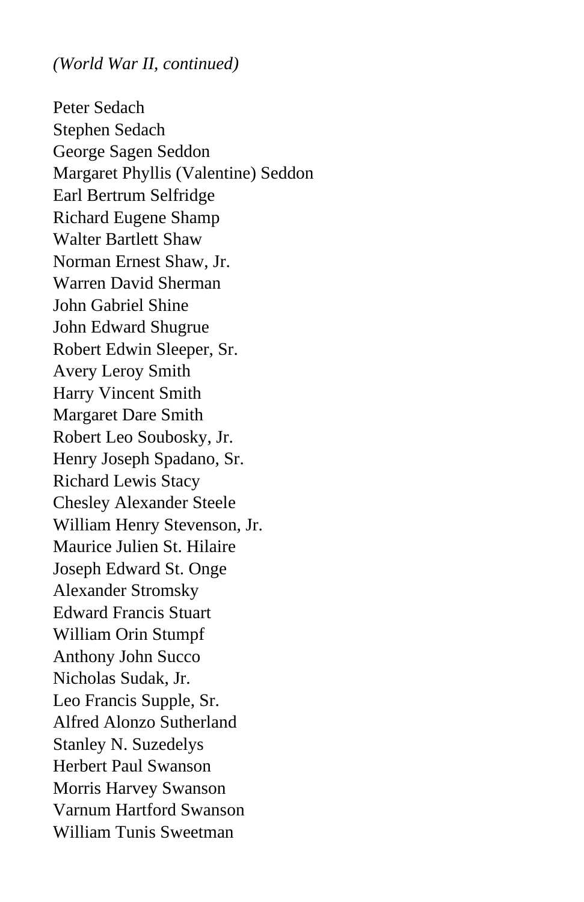*(World War II, continued)*

Peter Sedach
Stephen Sedach
George Sagen Seddon
Margaret Phyllis (Valentine) Seddon
Earl Bertrum Selfridge
Richard Eugene Shamp
Walter Bartlett Shaw
Norman Ernest Shaw, Jr.
Warren David Sherman
John Gabriel Shine
John Edward Shugrue
Robert Edwin Sleeper, Sr.
Avery Leroy Smith
Harry Vincent Smith
Margaret Dare Smith
Robert Leo Soubosky, Jr.
Henry Joseph Spadano, Sr.
Richard Lewis Stacy
Chesley Alexander Steele
William Henry Stevenson, Jr.
Maurice Julien St. Hilaire
Joseph Edward St. Onge
Alexander Stromsky
Edward Francis Stuart
William Orin Stumpf
Anthony John Succo
Nicholas Sudak, Jr.
Leo Francis Supple, Sr.
Alfred Alonzo Sutherland
Stanley N. Suzedelys
Herbert Paul Swanson
Morris Harvey Swanson
Varnum Hartford Swanson
William Tunis Sweetman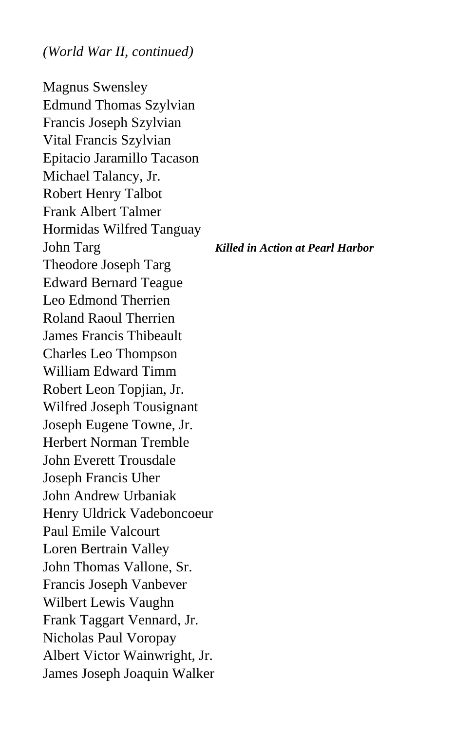*(World War II, continued)*

Magnus Swensley
Edmund Thomas Szylvian
Francis Joseph Szylvian
Vital Francis Szylvian
Epitacio Jaramillo Tacason
Michael Talancy, Jr.
Robert Henry Talbot
Frank Albert Talmer
Hormidas Wilfred Tanguay
John Targ ***Killed in Action at Pearl Harbor***
Theodore Joseph Targ
Edward Bernard Teague
Leo Edmond Therrien
Roland Raoul Therrien
James Francis Thibeault
Charles Leo Thompson
William Edward Timm
Robert Leon Topjian, Jr.
Wilfred Joseph Tousignant
Joseph Eugene Towne, Jr.
Herbert Norman Tremble
John Everett Trousdale
Joseph Francis Uher
John Andrew Urbaniak
Henry Uldrick Vadeboncoeur
Paul Emile Valcourt
Loren Bertrain Valley
John Thomas Vallone, Sr.
Francis Joseph Vanbever
Wilbert Lewis Vaughn
Frank Taggart Vennard, Jr.
Nicholas Paul Voropay
Albert Victor Wainwright, Jr.
James Joseph Joaquin Walker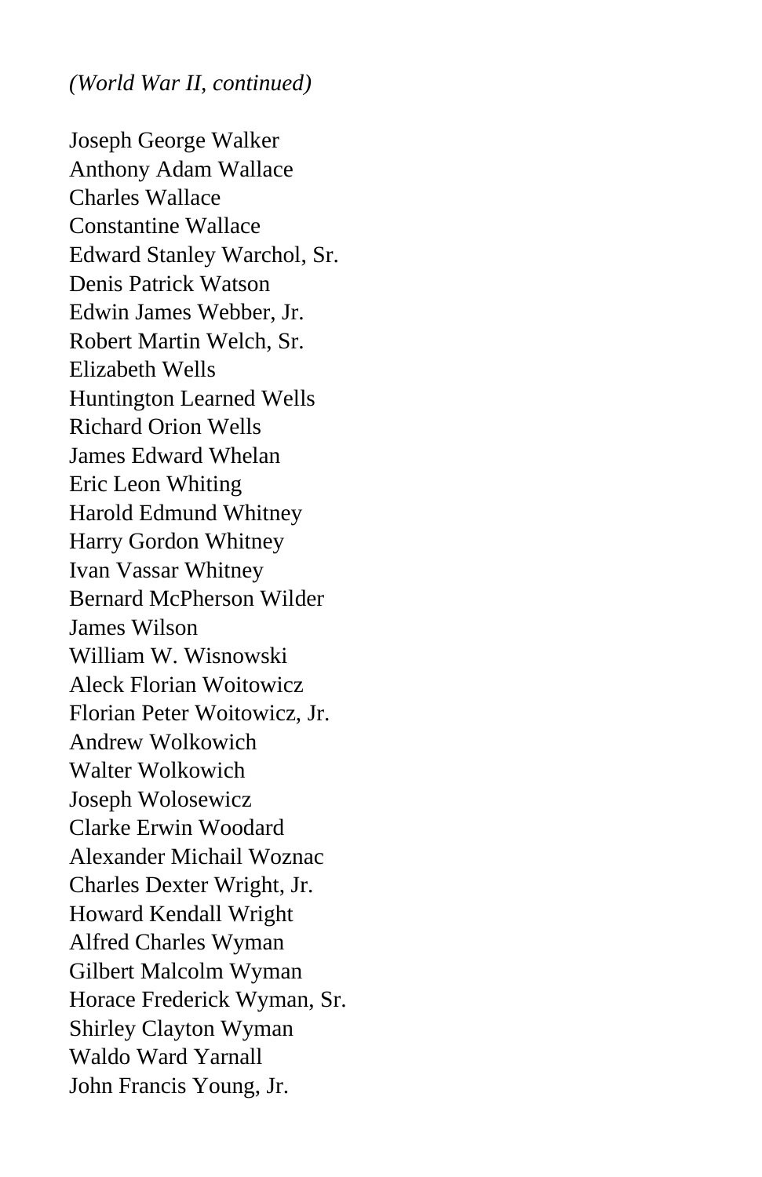*(World War II, continued)*

Joseph George Walker
Anthony Adam Wallace
Charles Wallace
Constantine Wallace
Edward Stanley Warchol, Sr.
Denis Patrick Watson
Edwin James Webber, Jr.
Robert Martin Welch, Sr.
Elizabeth Wells
Huntington Learned Wells
Richard Orion Wells
James Edward Whelan
Eric Leon Whiting
Harold Edmund Whitney
Harry Gordon Whitney
Ivan Vassar Whitney
Bernard McPherson Wilder
James Wilson
William W. Wisnowski
Aleck Florian Woitowicz
Florian Peter Woitowicz, Jr.
Andrew Wolkowich
Walter Wolkowich
Joseph Wolosewicz
Clarke Erwin Woodard
Alexander Michail Woznac
Charles Dexter Wright, Jr.
Howard Kendall Wright
Alfred Charles Wyman
Gilbert Malcolm Wyman
Horace Frederick Wyman, Sr.
Shirley Clayton Wyman
Waldo Ward Yarnall
John Francis Young, Jr.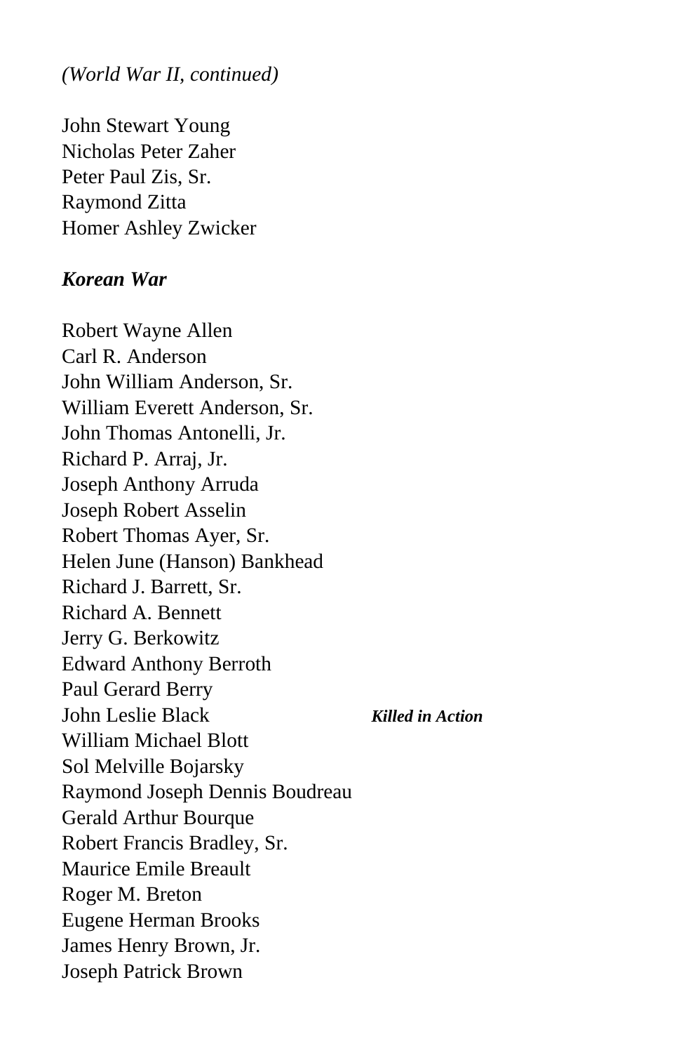*(World War II, continued)*

John Stewart Young
Nicholas Peter Zaher
Peter Paul Zis, Sr.
Raymond Zitta
Homer Ashley Zwicker

### *Korean War*

Robert Wayne Allen
Carl R. Anderson
John William Anderson, Sr.
William Everett Anderson, Sr.
John Thomas Antonelli, Jr.
Richard P. Arraj, Jr.
Joseph Anthony Arruda
Joseph Robert Asselin
Robert Thomas Ayer, Sr.
Helen June (Hanson) Bankhead
Richard J. Barrett, Sr.
Richard A. Bennett
Jerry G. Berkowitz
Edward Anthony Berroth
Paul Gerard Berry
John Leslie Black — ***Killed in Action***
William Michael Blott
Sol Melville Bojarsky
Raymond Joseph Dennis Boudreau
Gerald Arthur Bourque
Robert Francis Bradley, Sr.
Maurice Emile Breault
Roger M. Breton
Eugene Herman Brooks
James Henry Brown, Jr.
Joseph Patrick Brown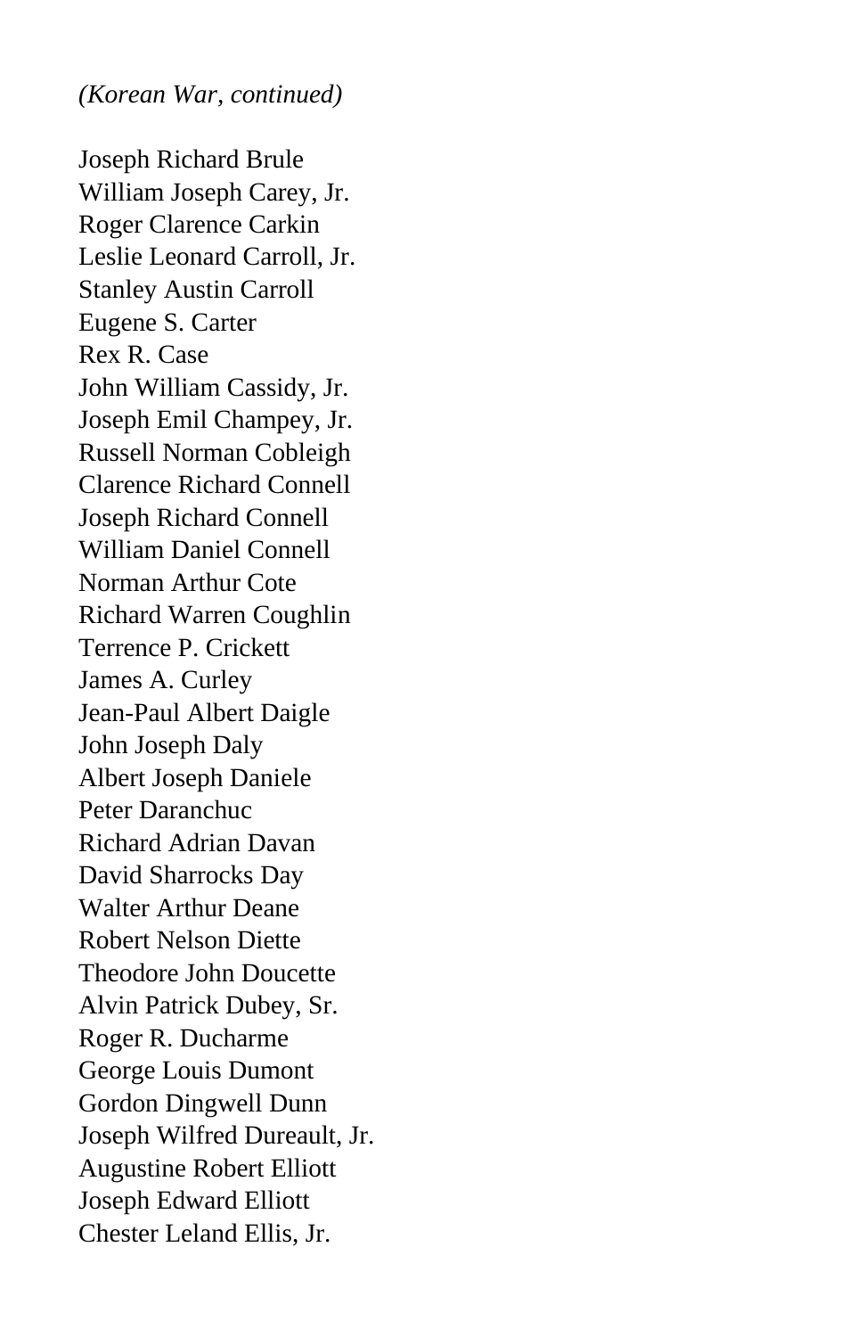*(Korean War, continued)*

Joseph Richard Brule
William Joseph Carey, Jr.
Roger Clarence Carkin
Leslie Leonard Carroll, Jr.
Stanley Austin Carroll
Eugene S. Carter
Rex R. Case
John William Cassidy, Jr.
Joseph Emil Champey, Jr.
Russell Norman Cobleigh
Clarence Richard Connell
Joseph Richard Connell
William Daniel Connell
Norman Arthur Cote
Richard Warren Coughlin
Terrence P. Crickett
James A. Curley
Jean-Paul Albert Daigle
John Joseph Daly
Albert Joseph Daniele
Peter Daranchuc
Richard Adrian Davan
David Sharrocks Day
Walter Arthur Deane
Robert Nelson Diette
Theodore John Doucette
Alvin Patrick Dubey, Sr.
Roger R. Ducharme
George Louis Dumont
Gordon Dingwell Dunn
Joseph Wilfred Dureault, Jr.
Augustine Robert Elliott
Joseph Edward Elliott
Chester Leland Ellis, Jr.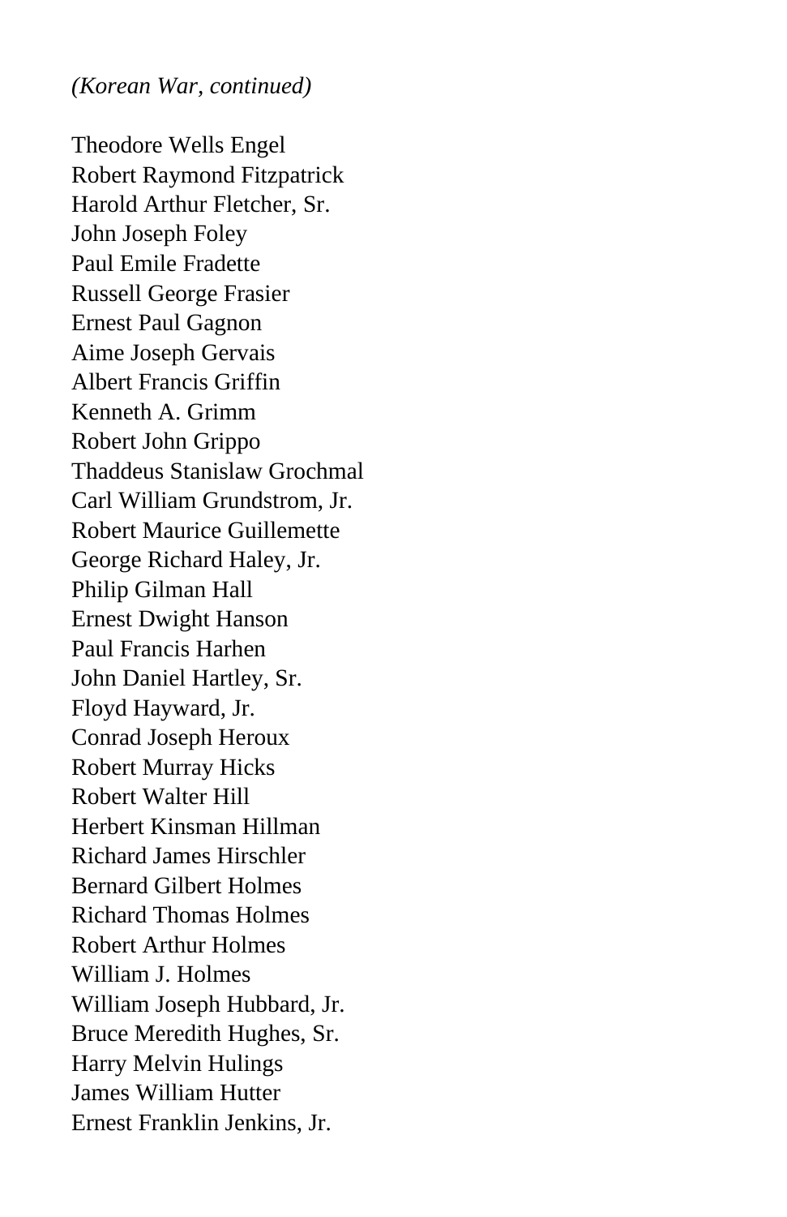*(Korean War, continued)*

Theodore Wells Engel
Robert Raymond Fitzpatrick
Harold Arthur Fletcher, Sr.
John Joseph Foley
Paul Emile Fradette
Russell George Frasier
Ernest Paul Gagnon
Aime Joseph Gervais
Albert Francis Griffin
Kenneth A. Grimm
Robert John Grippo
Thaddeus Stanislaw Grochmal
Carl William Grundstrom, Jr.
Robert Maurice Guillemette
George Richard Haley, Jr.
Philip Gilman Hall
Ernest Dwight Hanson
Paul Francis Harhen
John Daniel Hartley, Sr.
Floyd Hayward, Jr.
Conrad Joseph Heroux
Robert Murray Hicks
Robert Walter Hill
Herbert Kinsman Hillman
Richard James Hirschler
Bernard Gilbert Holmes
Richard Thomas Holmes
Robert Arthur Holmes
William J. Holmes
William Joseph Hubbard, Jr.
Bruce Meredith Hughes, Sr.
Harry Melvin Hulings
James William Hutter
Ernest Franklin Jenkins, Jr.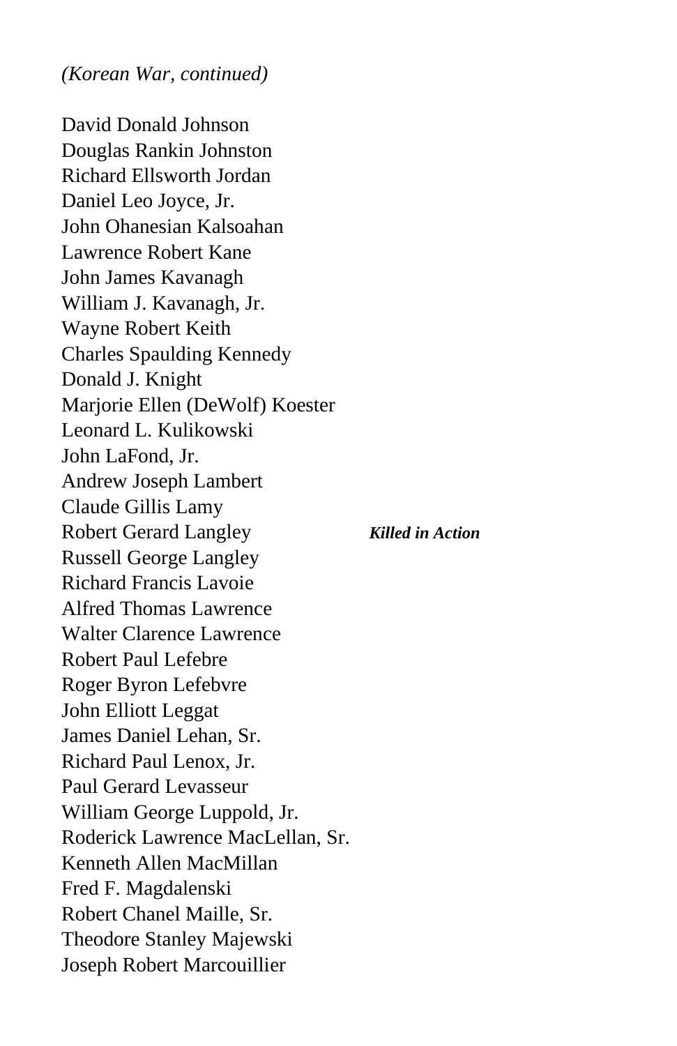*(Korean War, continued)*

David Donald Johnson
Douglas Rankin Johnston
Richard Ellsworth Jordan
Daniel Leo Joyce, Jr.
John Ohanesian Kalsoahan
Lawrence Robert Kane
John James Kavanagh
William J. Kavanagh, Jr.
Wayne Robert Keith
Charles Spaulding Kennedy
Donald J. Knight
Marjorie Ellen (DeWolf) Koester
Leonard L. Kulikowski
John LaFond, Jr.
Andrew Joseph Lambert
Claude Gillis Lamy
Robert Gerard Langley ***Killed in Action***
Russell George Langley
Richard Francis Lavoie
Alfred Thomas Lawrence
Walter Clarence Lawrence
Robert Paul Lefebre
Roger Byron Lefebvre
John Elliott Leggat
James Daniel Lehan, Sr.
Richard Paul Lenox, Jr.
Paul Gerard Levasseur
William George Luppold, Jr.
Roderick Lawrence MacLellan, Sr.
Kenneth Allen MacMillan
Fred F. Magdalenski
Robert Chanel Maille, Sr.
Theodore Stanley Majewski
Joseph Robert Marcouillier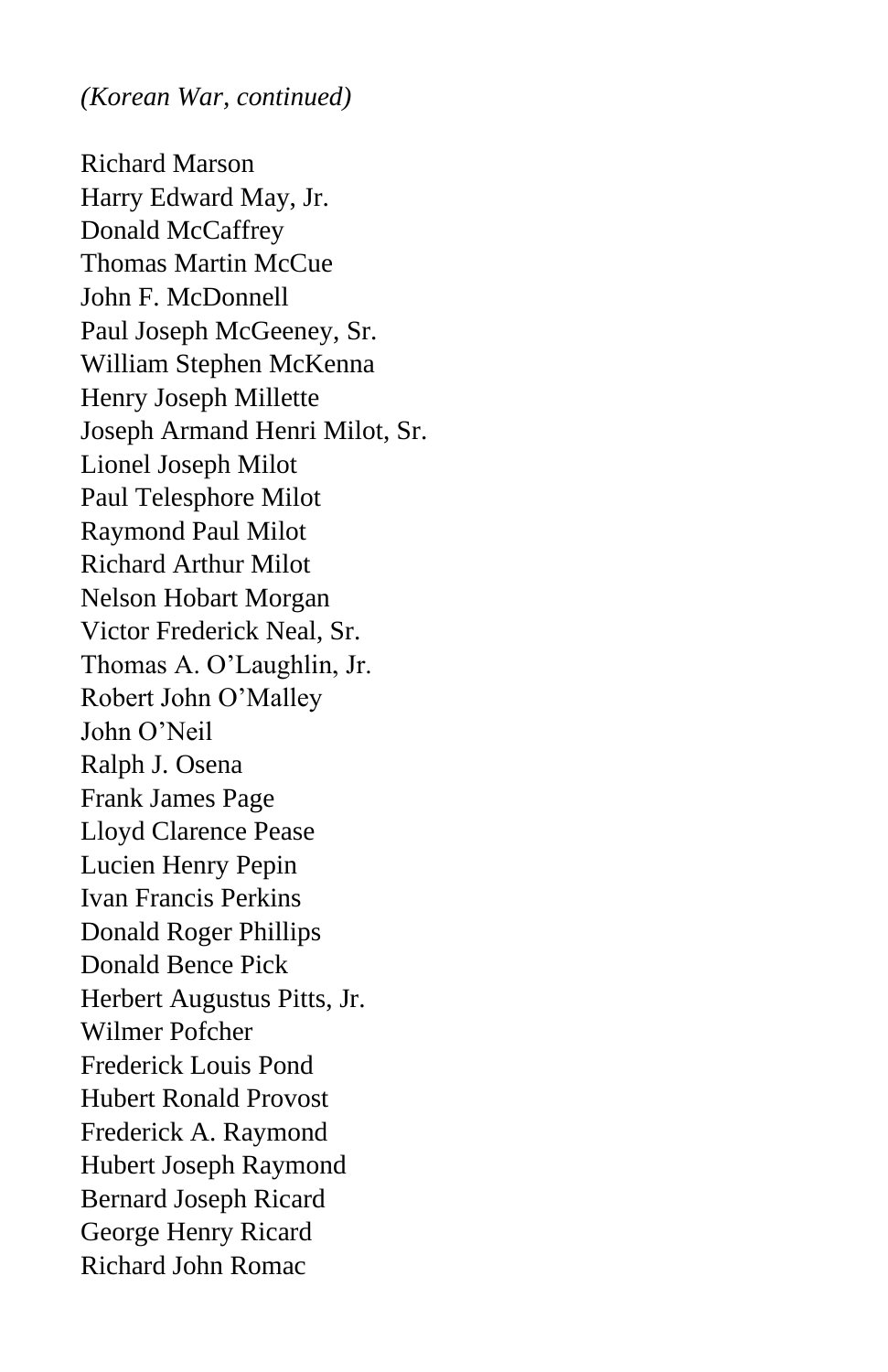*(Korean War, continued)*

Richard Marson
Harry Edward May, Jr.
Donald McCaffrey
Thomas Martin McCue
John F. McDonnell
Paul Joseph McGeeney, Sr.
William Stephen McKenna
Henry Joseph Millette
Joseph Armand Henri Milot, Sr.
Lionel Joseph Milot
Paul Telesphore Milot
Raymond Paul Milot
Richard Arthur Milot
Nelson Hobart Morgan
Victor Frederick Neal, Sr.
Thomas A. O'Laughlin, Jr.
Robert John O'Malley
John O'Neil
Ralph J. Osena
Frank James Page
Lloyd Clarence Pease
Lucien Henry Pepin
Ivan Francis Perkins
Donald Roger Phillips
Donald Bence Pick
Herbert Augustus Pitts, Jr.
Wilmer Pofcher
Frederick Louis Pond
Hubert Ronald Provost
Frederick A. Raymond
Hubert Joseph Raymond
Bernard Joseph Ricard
George Henry Ricard
Richard John Romac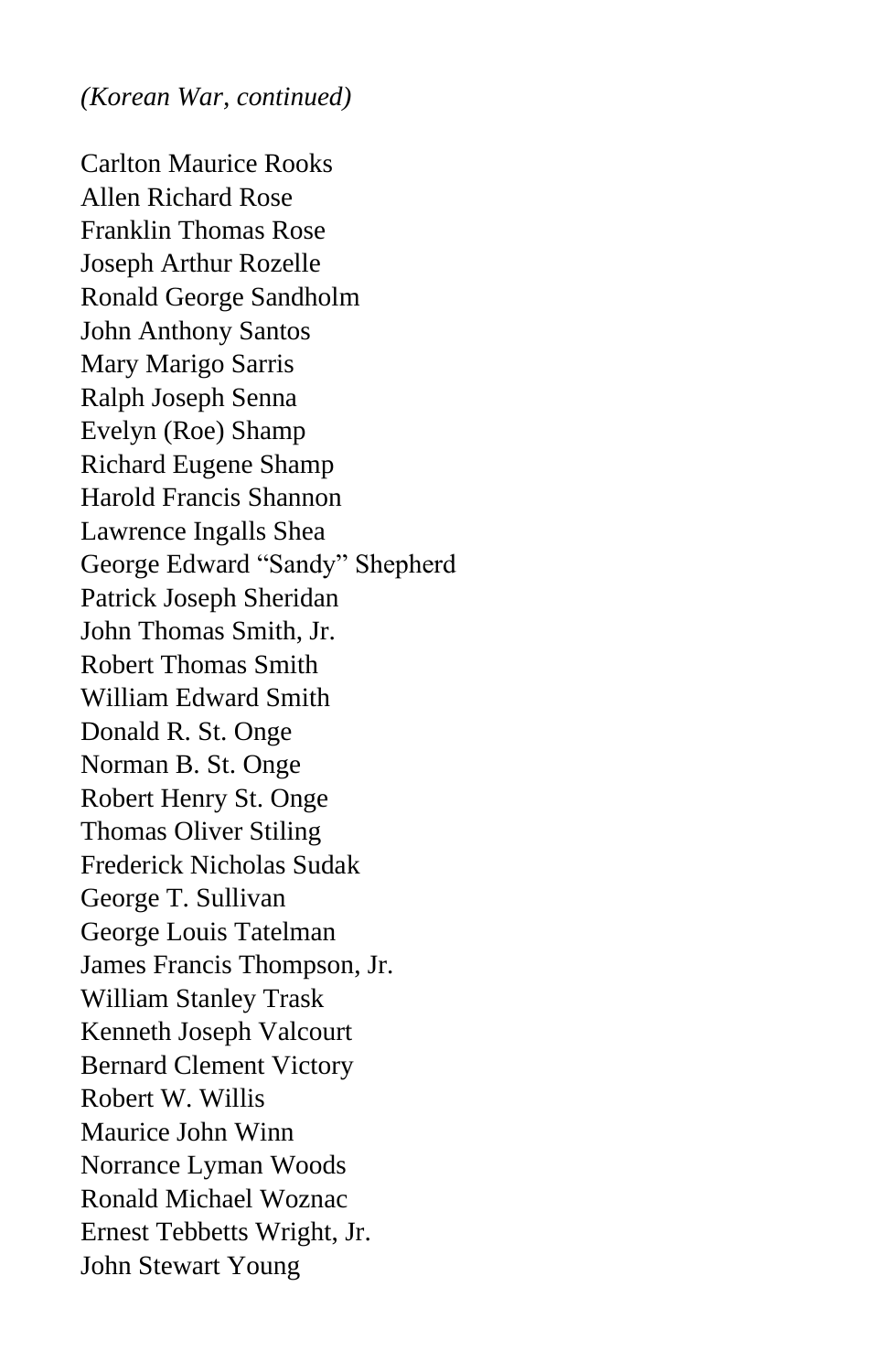*(Korean War, continued)*

Carlton Maurice Rooks
Allen Richard Rose
Franklin Thomas Rose
Joseph Arthur Rozelle
Ronald George Sandholm
John Anthony Santos
Mary Marigo Sarris
Ralph Joseph Senna
Evelyn (Roe) Shamp
Richard Eugene Shamp
Harold Francis Shannon
Lawrence Ingalls Shea
George Edward “Sandy” Shepherd
Patrick Joseph Sheridan
John Thomas Smith, Jr.
Robert Thomas Smith
William Edward Smith
Donald R. St. Onge
Norman B. St. Onge
Robert Henry St. Onge
Thomas Oliver Stiling
Frederick Nicholas Sudak
George T. Sullivan
George Louis Tatelman
James Francis Thompson, Jr.
William Stanley Trask
Kenneth Joseph Valcourt
Bernard Clement Victory
Robert W. Willis
Maurice John Winn
Norrance Lyman Woods
Ronald Michael Woznac
Ernest Tebbetts Wright, Jr.
John Stewart Young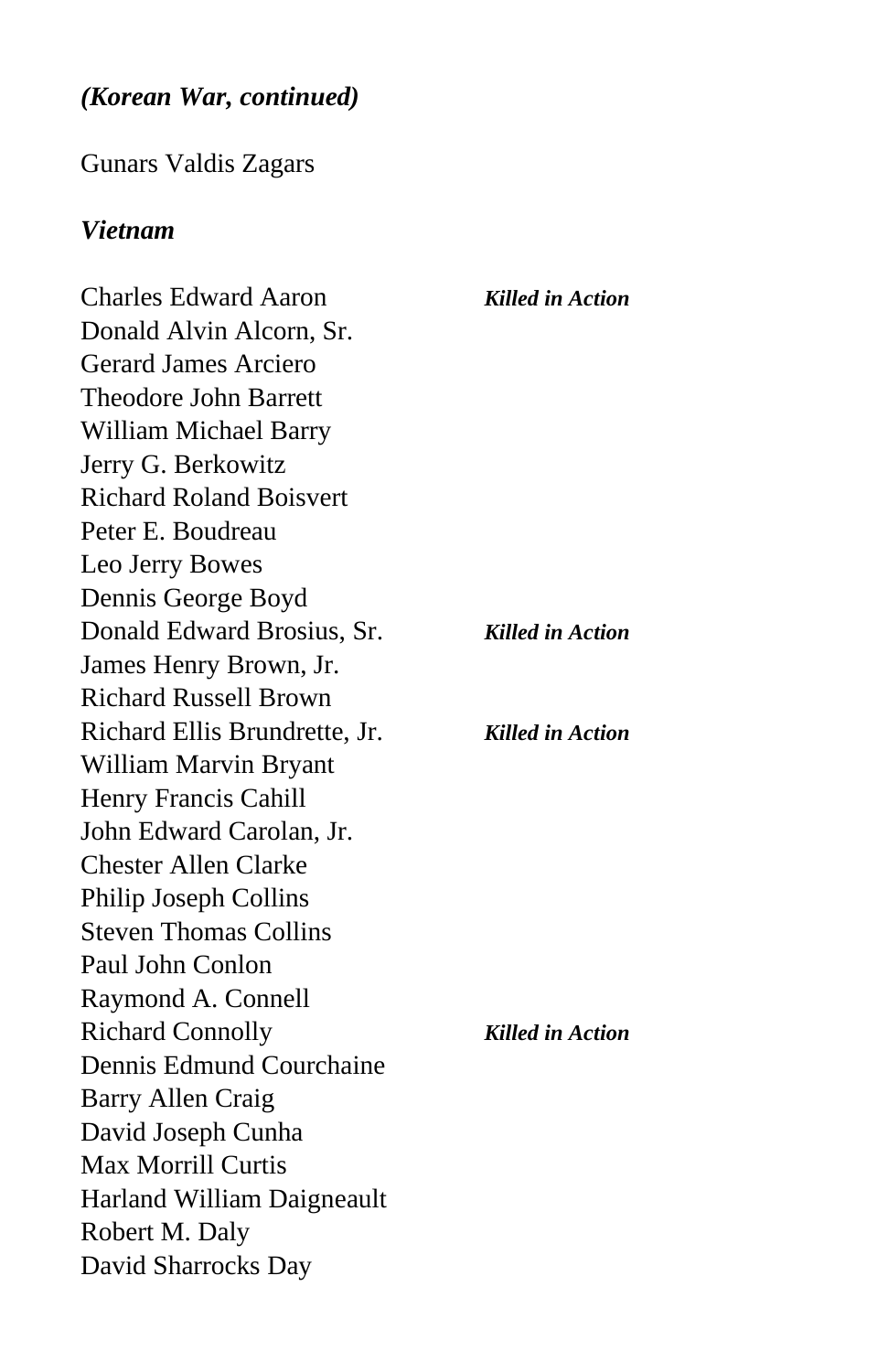***(Korean War, continued)***

Gunars Valdis Zagars

***Vietnam***

Charles Edward Aaron ***Killed in Action***
Donald Alvin Alcorn, Sr.
Gerard James Arciero
Theodore John Barrett
William Michael Barry
Jerry G. Berkowitz
Richard Roland Boisvert
Peter E. Boudreau
Leo Jerry Bowes
Dennis George Boyd
Donald Edward Brosius, Sr. ***Killed in Action***
James Henry Brown, Jr.
Richard Russell Brown
Richard Ellis Brundrette, Jr. ***Killed in Action***
William Marvin Bryant
Henry Francis Cahill
John Edward Carolan, Jr.
Chester Allen Clarke
Philip Joseph Collins
Steven Thomas Collins
Paul John Conlon
Raymond A. Connell
Richard Connolly ***Killed in Action***
Dennis Edmund Courchaine
Barry Allen Craig
David Joseph Cunha
Max Morrill Curtis
Harland William Daigneault
Robert M. Daly
David Sharrocks Day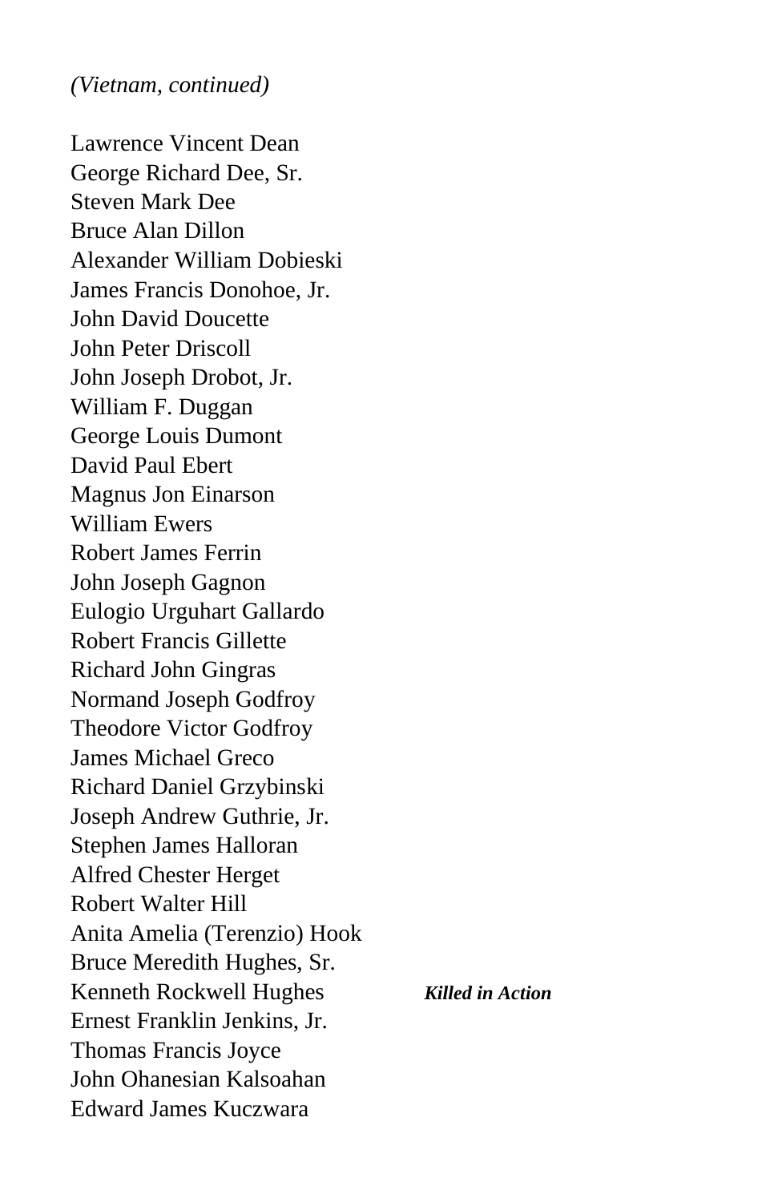*(Vietnam, continued)*

Lawrence Vincent Dean
George Richard Dee, Sr.
Steven Mark Dee
Bruce Alan Dillon
Alexander William Dobieski
James Francis Donohoe, Jr.
John David Doucette
John Peter Driscoll
John Joseph Drobot, Jr.
William F. Duggan
George Louis Dumont
David Paul Ebert
Magnus Jon Einarson
William Ewers
Robert James Ferrin
John Joseph Gagnon
Eulogio Urguhart Gallardo
Robert Francis Gillette
Richard John Gingras
Normand Joseph Godfroy
Theodore Victor Godfroy
James Michael Greco
Richard Daniel Grzybinski
Joseph Andrew Guthrie, Jr.
Stephen James Halloran
Alfred Chester Herget
Robert Walter Hill
Anita Amelia (Terenzio) Hook
Bruce Meredith Hughes, Sr.
Kenneth Rockwell Hughes ***Killed in Action***
Ernest Franklin Jenkins, Jr.
Thomas Francis Joyce
John Ohanesian Kalsoahan
Edward James Kuczwara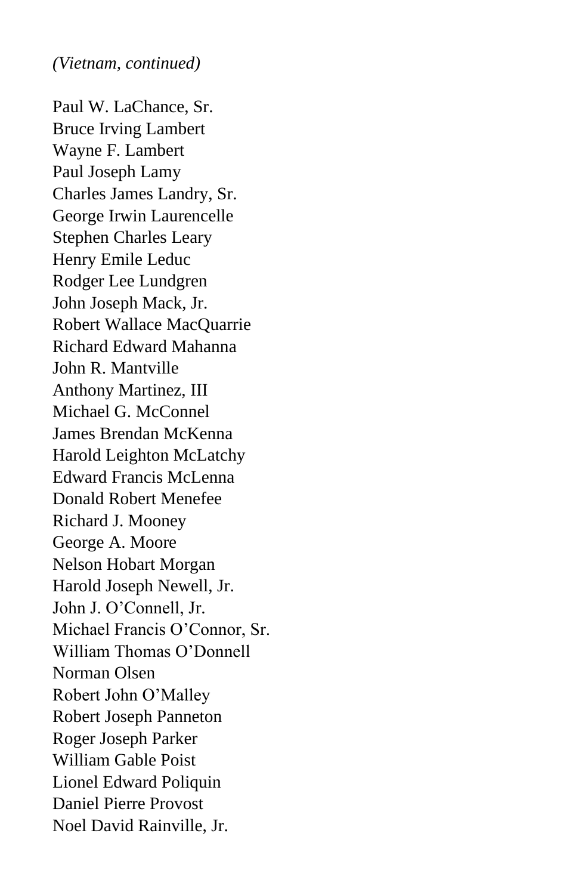*(Vietnam, continued)*

Paul W. LaChance, Sr.
Bruce Irving Lambert
Wayne F. Lambert
Paul Joseph Lamy
Charles James Landry, Sr.
George Irwin Laurencelle
Stephen Charles Leary
Henry Emile Leduc
Rodger Lee Lundgren
John Joseph Mack, Jr.
Robert Wallace MacQuarrie
Richard Edward Mahanna
John R. Mantville
Anthony Martinez, III
Michael G. McConnel
James Brendan McKenna
Harold Leighton McLatchy
Edward Francis McLenna
Donald Robert Menefee
Richard J. Mooney
George A. Moore
Nelson Hobart Morgan
Harold Joseph Newell, Jr.
John J. O'Connell, Jr.
Michael Francis O'Connor, Sr.
William Thomas O'Donnell
Norman Olsen
Robert John O'Malley
Robert Joseph Panneton
Roger Joseph Parker
William Gable Poist
Lionel Edward Poliquin
Daniel Pierre Provost
Noel David Rainville, Jr.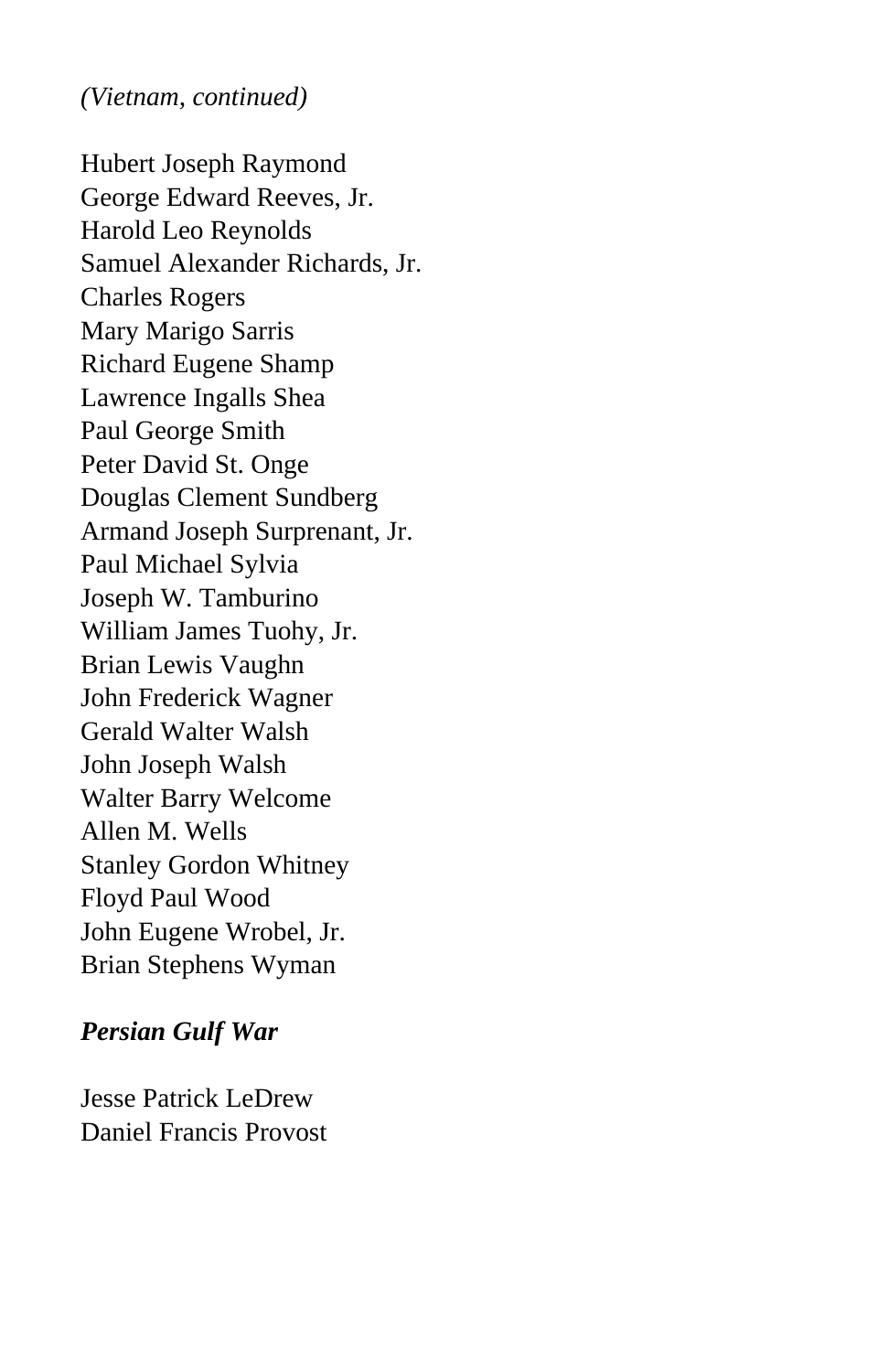*(Vietnam, continued)*

Hubert Joseph Raymond
George Edward Reeves, Jr.
Harold Leo Reynolds
Samuel Alexander Richards, Jr.
Charles Rogers
Mary Marigo Sarris
Richard Eugene Shamp
Lawrence Ingalls Shea
Paul George Smith
Peter David St. Onge
Douglas Clement Sundberg
Armand Joseph Surprenant, Jr.
Paul Michael Sylvia
Joseph W. Tamburino
William James Tuohy, Jr.
Brian Lewis Vaughn
John Frederick Wagner
Gerald Walter Walsh
John Joseph Walsh
Walter Barry Welcome
Allen M. Wells
Stanley Gordon Whitney
Floyd Paul Wood
John Eugene Wrobel, Jr.
Brian Stephens Wyman

***Persian Gulf War***

Jesse Patrick LeDrew
Daniel Francis Provost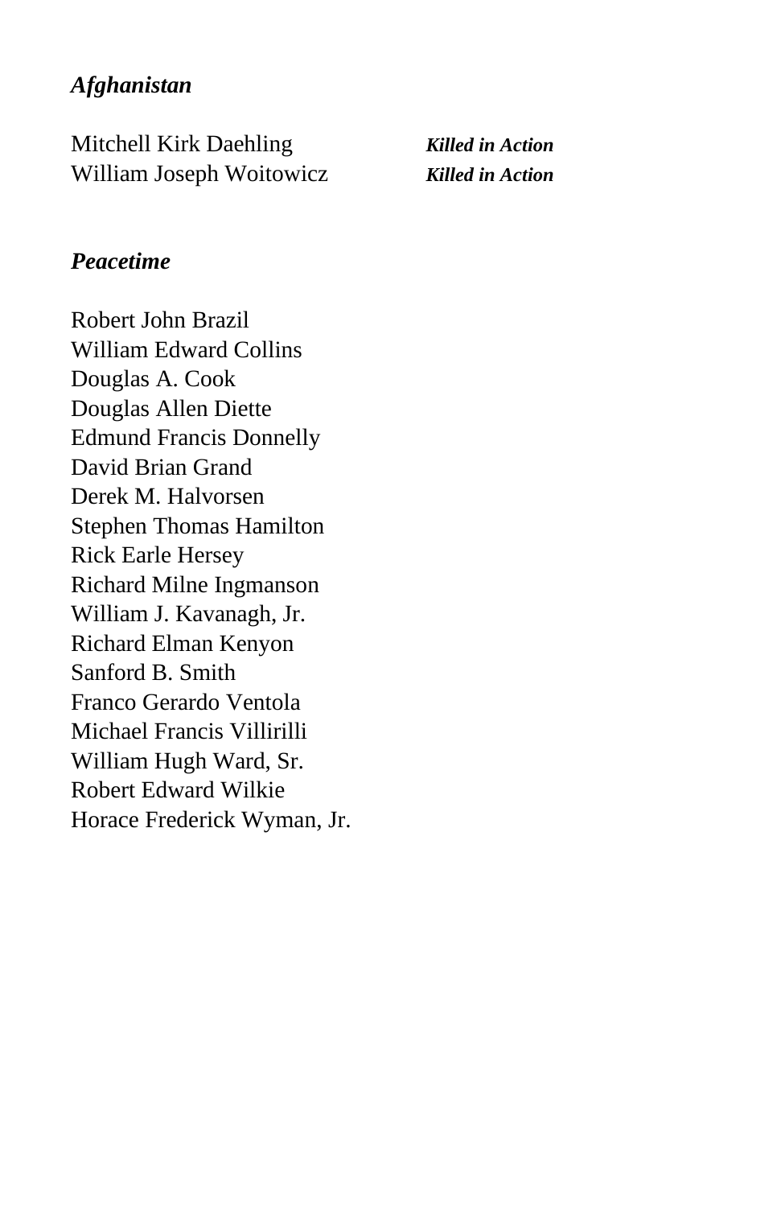***Afghanistan***

| | |
|---|---|
| Mitchell Kirk Daehling | ***Killed in Action*** |
| William Joseph Woitowicz | ***Killed in Action*** |

***Peacetime***

Robert John Brazil
William Edward Collins
Douglas A. Cook
Douglas Allen Diette
Edmund Francis Donnelly
David Brian Grand
Derek M. Halvorsen
Stephen Thomas Hamilton
Rick Earle Hersey
Richard Milne Ingmanson
William J. Kavanagh, Jr.
Richard Elman Kenyon
Sanford B. Smith
Franco Gerardo Ventola
Michael Francis Villirilli
William Hugh Ward, Sr.
Robert Edward Wilkie
Horace Frederick Wyman, Jr.